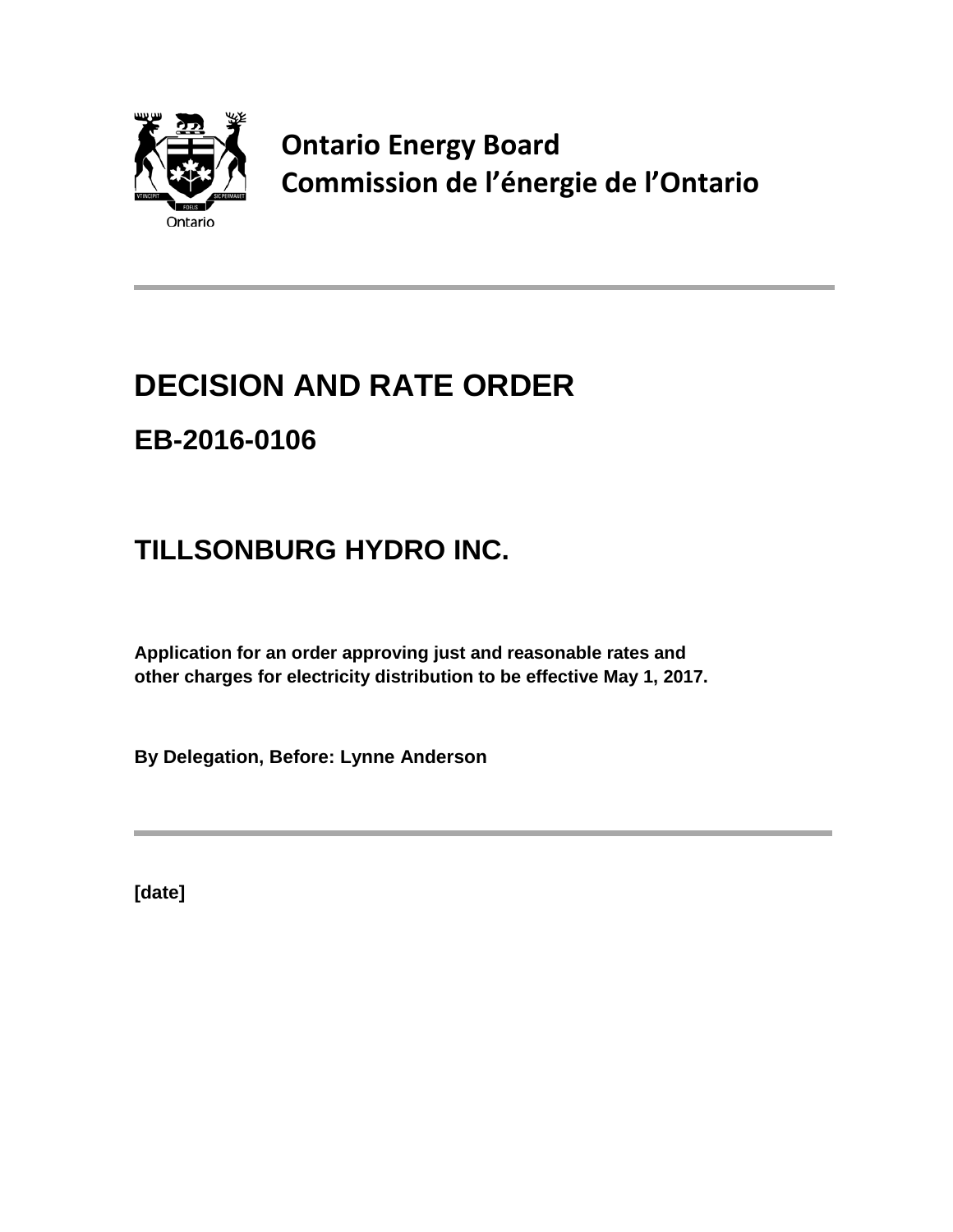**Ontario Energy Board**
**Commission de l'énergie de l'Ontario**

# DECISION AND RATE ORDER

## EB-2016-0106

## TILLSONBURG HYDRO INC.

**Application for an order approving just and reasonable rates and other charges for electricity distribution to be effective May 1, 2017.**

**By Delegation, Before: Lynne Anderson**

**[date]**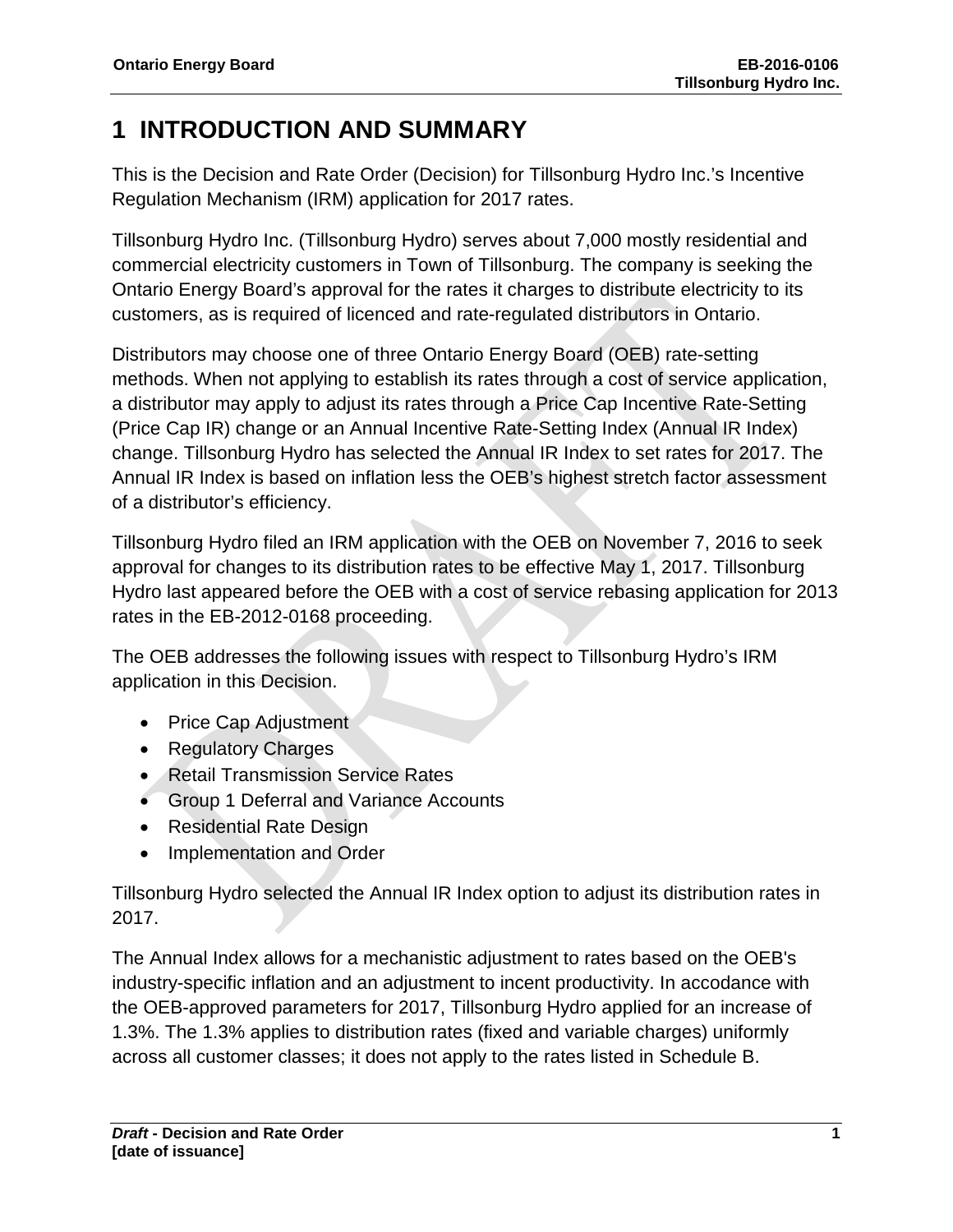# 1 INTRODUCTION AND SUMMARY

This is the Decision and Rate Order (Decision) for Tillsonburg Hydro Inc.'s Incentive Regulation Mechanism (IRM) application for 2017 rates.

Tillsonburg Hydro Inc. (Tillsonburg Hydro) serves about 7,000 mostly residential and commercial electricity customers in Town of Tillsonburg. The company is seeking the Ontario Energy Board's approval for the rates it charges to distribute electricity to its customers, as is required of licenced and rate-regulated distributors in Ontario.

Distributors may choose one of three Ontario Energy Board (OEB) rate-setting methods. When not applying to establish its rates through a cost of service application, a distributor may apply to adjust its rates through a Price Cap Incentive Rate-Setting (Price Cap IR) change or an Annual Incentive Rate-Setting Index (Annual IR Index) change. Tillsonburg Hydro has selected the Annual IR Index to set rates for 2017. The Annual IR Index is based on inflation less the OEB's highest stretch factor assessment of a distributor's efficiency.

Tillsonburg Hydro filed an IRM application with the OEB on November 7, 2016 to seek approval for changes to its distribution rates to be effective May 1, 2017. Tillsonburg Hydro last appeared before the OEB with a cost of service rebasing application for 2013 rates in the EB-2012-0168 proceeding.

The OEB addresses the following issues with respect to Tillsonburg Hydro's IRM application in this Decision.

- Price Cap Adjustment
- Regulatory Charges
- Retail Transmission Service Rates
- Group 1 Deferral and Variance Accounts
- Residential Rate Design
- Implementation and Order

Tillsonburg Hydro selected the Annual IR Index option to adjust its distribution rates in 2017.

The Annual Index allows for a mechanistic adjustment to rates based on the OEB's industry-specific inflation and an adjustment to incent productivity. In accodance with the OEB-approved parameters for 2017, Tillsonburg Hydro applied for an increase of 1.3%. The 1.3% applies to distribution rates (fixed and variable charges) uniformly across all customer classes; it does not apply to the rates listed in Schedule B.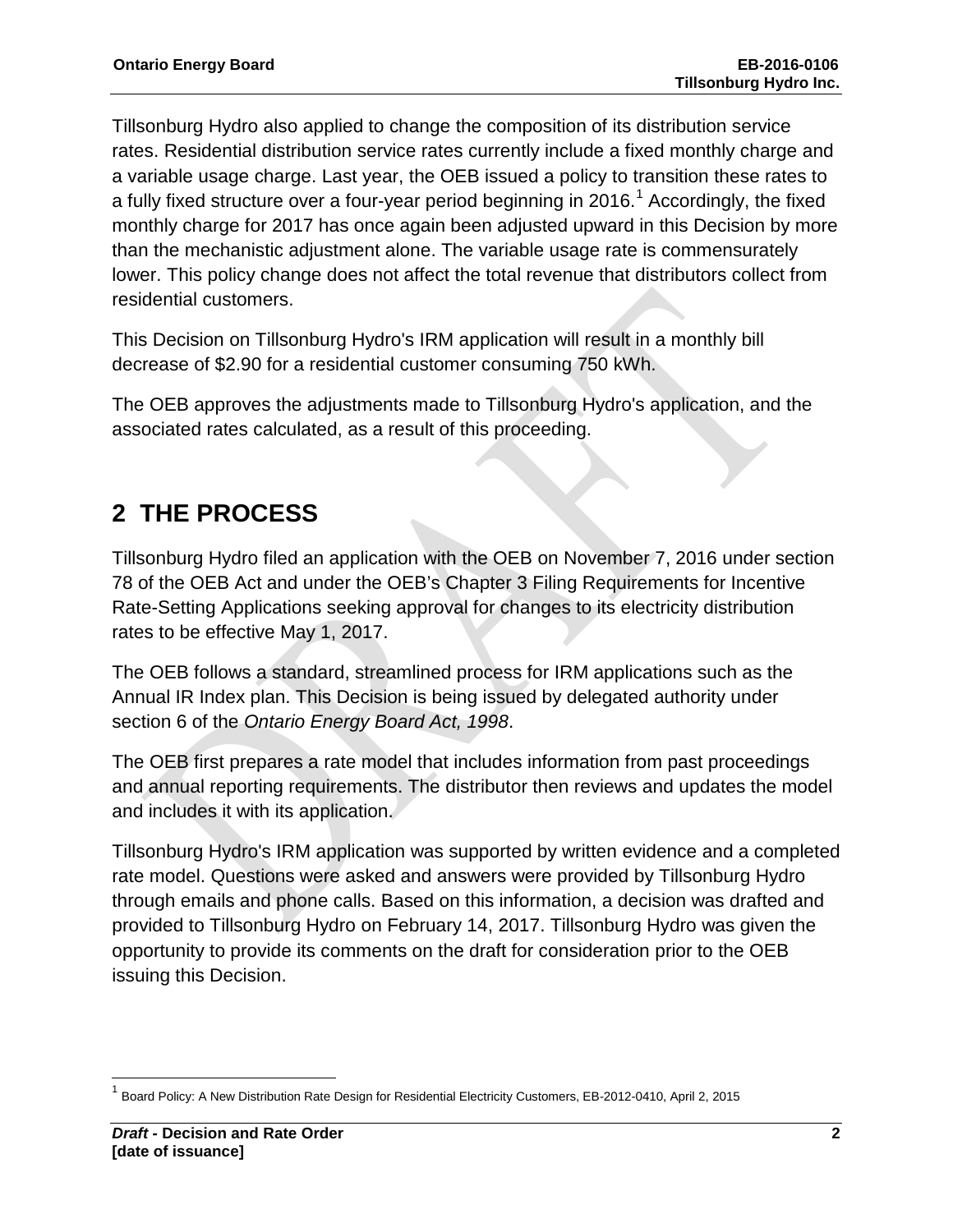Tillsonburg Hydro also applied to change the composition of its distribution service rates. Residential distribution service rates currently include a fixed monthly charge and a variable usage charge. Last year, the OEB issued a policy to transition these rates to a fully fixed structure over a four-year period beginning in 2016.[1] Accordingly, the fixed monthly charge for 2017 has once again been adjusted upward in this Decision by more than the mechanistic adjustment alone. The variable usage rate is commensurately lower. This policy change does not affect the total revenue that distributors collect from residential customers.

This Decision on Tillsonburg Hydro's IRM application will result in a monthly bill decrease of $2.90 for a residential customer consuming 750 kWh.

The OEB approves the adjustments made to Tillsonburg Hydro's application, and the associated rates calculated, as a result of this proceeding.

## 2 THE PROCESS

Tillsonburg Hydro filed an application with the OEB on November 7, 2016 under section 78 of the OEB Act and under the OEB's Chapter 3 Filing Requirements for Incentive Rate-Setting Applications seeking approval for changes to its electricity distribution rates to be effective May 1, 2017.

The OEB follows a standard, streamlined process for IRM applications such as the Annual IR Index plan. This Decision is being issued by delegated authority under section 6 of the *Ontario Energy Board Act, 1998*.

The OEB first prepares a rate model that includes information from past proceedings and annual reporting requirements. The distributor then reviews and updates the model and includes it with its application.

Tillsonburg Hydro's IRM application was supported by written evidence and a completed rate model. Questions were asked and answers were provided by Tillsonburg Hydro through emails and phone calls. Based on this information, a decision was drafted and provided to Tillsonburg Hydro on February 14, 2017. Tillsonburg Hydro was given the opportunity to provide its comments on the draft for consideration prior to the OEB issuing this Decision.

[1] Board Policy: A New Distribution Rate Design for Residential Electricity Customers, EB-2012-0410, April 2, 2015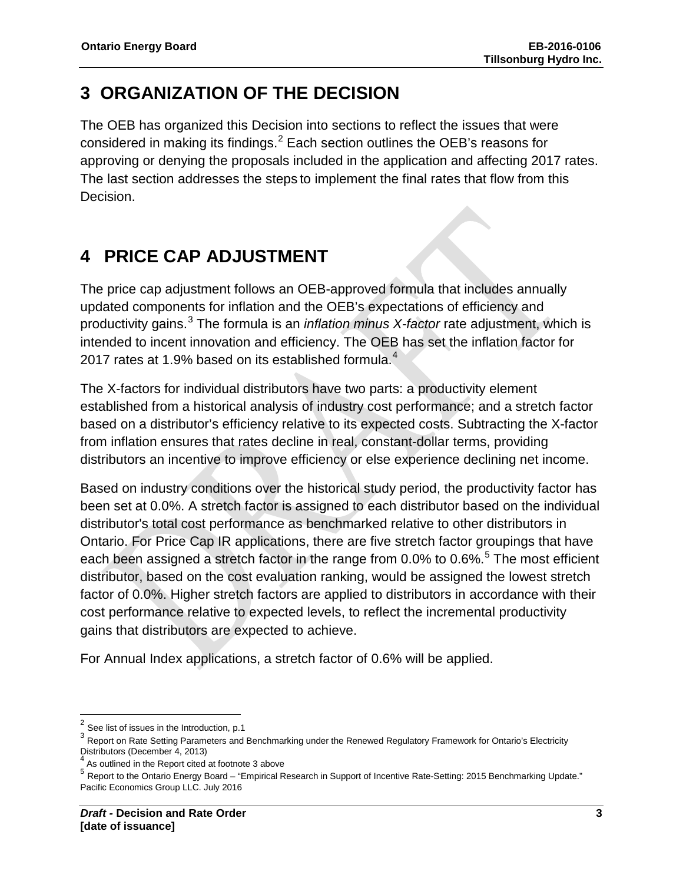# 3 ORGANIZATION OF THE DECISION

The OEB has organized this Decision into sections to reflect the issues that were considered in making its findings.[2] Each section outlines the OEB's reasons for approving or denying the proposals included in the application and affecting 2017 rates. The last section addresses the steps to implement the final rates that flow from this Decision.

# 4 PRICE CAP ADJUSTMENT

The price cap adjustment follows an OEB-approved formula that includes annually updated components for inflation and the OEB's expectations of efficiency and productivity gains.[3] The formula is an *inflation minus X-factor* rate adjustment, which is intended to incent innovation and efficiency. The OEB has set the inflation factor for 2017 rates at 1.9% based on its established formula.[4]

The X-factors for individual distributors have two parts: a productivity element established from a historical analysis of industry cost performance; and a stretch factor based on a distributor's efficiency relative to its expected costs. Subtracting the X-factor from inflation ensures that rates decline in real, constant-dollar terms, providing distributors an incentive to improve efficiency or else experience declining net income.

Based on industry conditions over the historical study period, the productivity factor has been set at 0.0%. A stretch factor is assigned to each distributor based on the individual distributor's total cost performance as benchmarked relative to other distributors in Ontario. For Price Cap IR applications, there are five stretch factor groupings that have each been assigned a stretch factor in the range from 0.0% to 0.6%.[5] The most efficient distributor, based on the cost evaluation ranking, would be assigned the lowest stretch factor of 0.0%. Higher stretch factors are applied to distributors in accordance with their cost performance relative to expected levels, to reflect the incremental productivity gains that distributors are expected to achieve.

For Annual Index applications, a stretch factor of 0.6% will be applied.

---

[2] See list of issues in the Introduction, p.1

[3] Report on Rate Setting Parameters and Benchmarking under the Renewed Regulatory Framework for Ontario's Electricity Distributors (December 4, 2013)

[4] As outlined in the Report cited at footnote 3 above

[5] Report to the Ontario Energy Board – "Empirical Research in Support of Incentive Rate-Setting: 2015 Benchmarking Update." Pacific Economics Group LLC. July 2016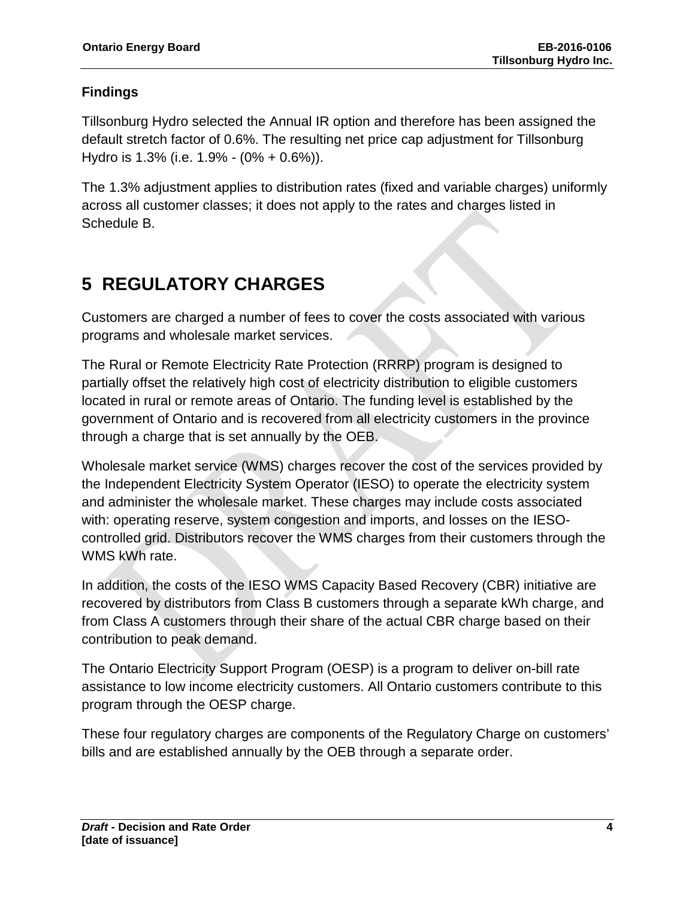### Findings

Tillsonburg Hydro selected the Annual IR option and therefore has been assigned the default stretch factor of 0.6%. The resulting net price cap adjustment for Tillsonburg Hydro is 1.3% (i.e. 1.9% - (0% + 0.6%)).

The 1.3% adjustment applies to distribution rates (fixed and variable charges) uniformly across all customer classes; it does not apply to the rates and charges listed in Schedule B.

## 5 REGULATORY CHARGES

Customers are charged a number of fees to cover the costs associated with various programs and wholesale market services.

The Rural or Remote Electricity Rate Protection (RRRP) program is designed to partially offset the relatively high cost of electricity distribution to eligible customers located in rural or remote areas of Ontario. The funding level is established by the government of Ontario and is recovered from all electricity customers in the province through a charge that is set annually by the OEB.

Wholesale market service (WMS) charges recover the cost of the services provided by the Independent Electricity System Operator (IESO) to operate the electricity system and administer the wholesale market. These charges may include costs associated with: operating reserve, system congestion and imports, and losses on the IESO-controlled grid. Distributors recover the WMS charges from their customers through the WMS kWh rate.

In addition, the costs of the IESO WMS Capacity Based Recovery (CBR) initiative are recovered by distributors from Class B customers through a separate kWh charge, and from Class A customers through their share of the actual CBR charge based on their contribution to peak demand.

The Ontario Electricity Support Program (OESP) is a program to deliver on-bill rate assistance to low income electricity customers. All Ontario customers contribute to this program through the OESP charge.

These four regulatory charges are components of the Regulatory Charge on customers' bills and are established annually by the OEB through a separate order.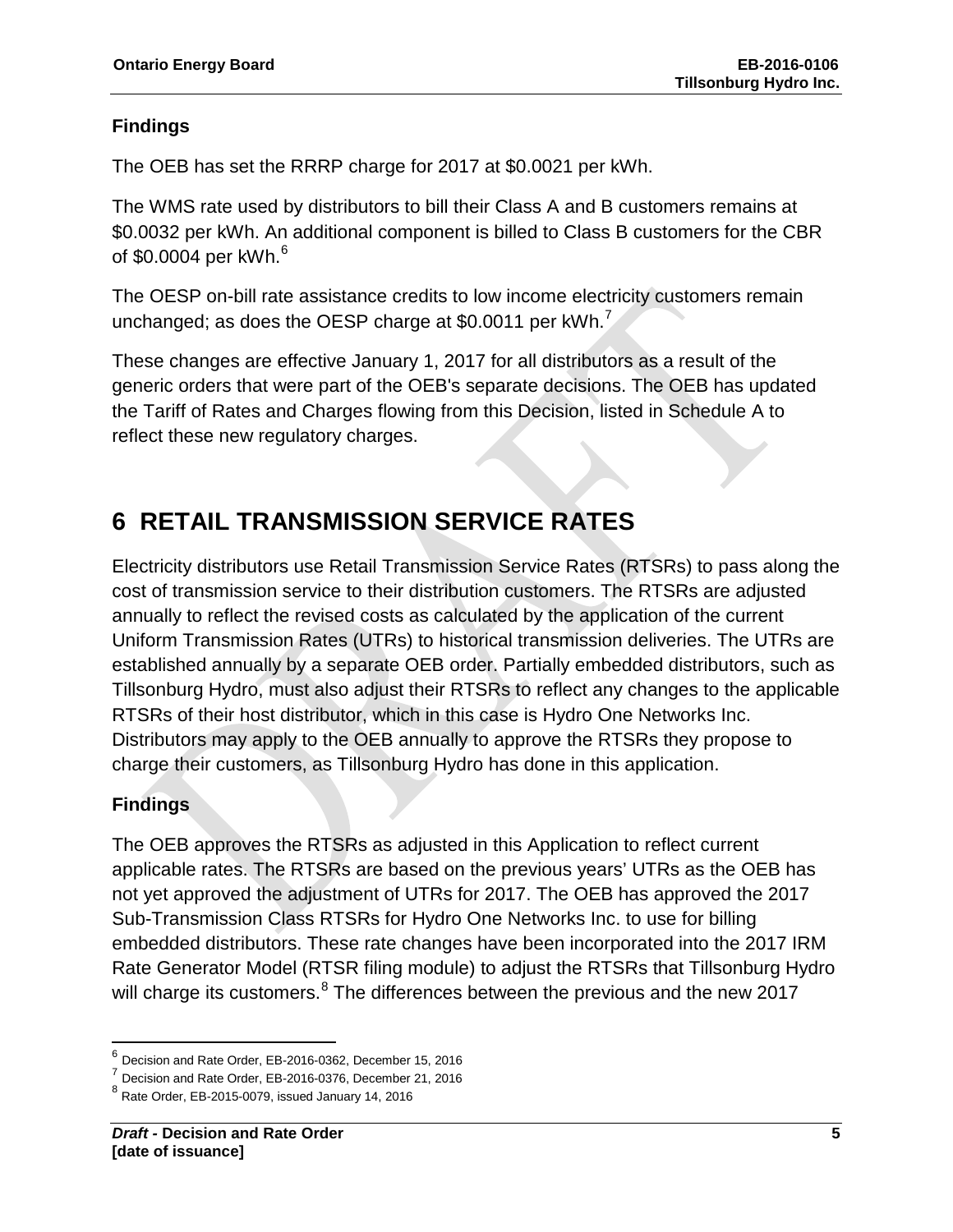### Findings

The OEB has set the RRRP charge for 2017 at $0.0021 per kWh.

The WMS rate used by distributors to bill their Class A and B customers remains at $0.0032 per kWh. An additional component is billed to Class B customers for the CBR of $0.0004 per kWh.[6]

The OESP on-bill rate assistance credits to low income electricity customers remain unchanged; as does the OESP charge at $0.0011 per kWh.[7]

These changes are effective January 1, 2017 for all distributors as a result of the generic orders that were part of the OEB's separate decisions. The OEB has updated the Tariff of Rates and Charges flowing from this Decision, listed in Schedule A to reflect these new regulatory charges.

# 6 RETAIL TRANSMISSION SERVICE RATES

Electricity distributors use Retail Transmission Service Rates (RTSRs) to pass along the cost of transmission service to their distribution customers. The RTSRs are adjusted annually to reflect the revised costs as calculated by the application of the current Uniform Transmission Rates (UTRs) to historical transmission deliveries. The UTRs are established annually by a separate OEB order. Partially embedded distributors, such as Tillsonburg Hydro, must also adjust their RTSRs to reflect any changes to the applicable RTSRs of their host distributor, which in this case is Hydro One Networks Inc. Distributors may apply to the OEB annually to approve the RTSRs they propose to charge their customers, as Tillsonburg Hydro has done in this application.

### Findings

The OEB approves the RTSRs as adjusted in this Application to reflect current applicable rates. The RTSRs are based on the previous years' UTRs as the OEB has not yet approved the adjustment of UTRs for 2017. The OEB has approved the 2017 Sub-Transmission Class RTSRs for Hydro One Networks Inc. to use for billing embedded distributors. These rate changes have been incorporated into the 2017 IRM Rate Generator Model (RTSR filing module) to adjust the RTSRs that Tillsonburg Hydro will charge its customers.[8] The differences between the previous and the new 2017

---

[6] Decision and Rate Order, EB-2016-0362, December 15, 2016

[7] Decision and Rate Order, EB-2016-0376, December 21, 2016

[8] Rate Order, EB-2015-0079, issued January 14, 2016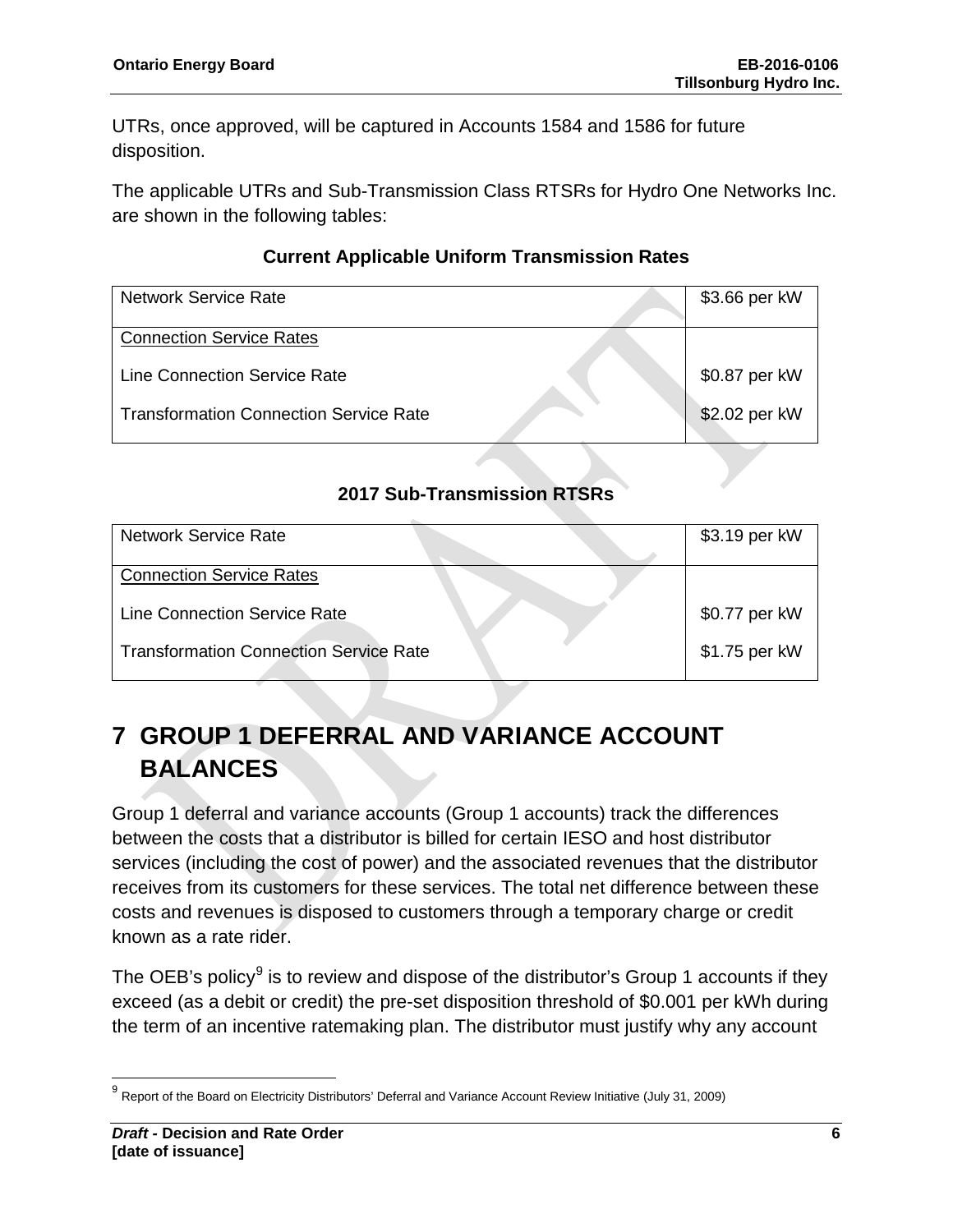UTRs, once approved, will be captured in Accounts 1584 and 1586 for future disposition.

The applicable UTRs and Sub-Transmission Class RTSRs for Hydro One Networks Inc. are shown in the following tables:

**Current Applicable Uniform Transmission Rates**

| | |
|---|---|
| Network Service Rate | $3.66 per kW |
| Connection Service Rates | |
| Line Connection Service Rate | $0.87 per kW |
| Transformation Connection Service Rate | $2.02 per kW |

**2017 Sub-Transmission RTSRs**

| | |
|---|---|
| Network Service Rate | $3.19 per kW |
| Connection Service Rates | |
| Line Connection Service Rate | $0.77 per kW |
| Transformation Connection Service Rate | $1.75 per kW |

# 7 GROUP 1 DEFERRAL AND VARIANCE ACCOUNT BALANCES

Group 1 deferral and variance accounts (Group 1 accounts) track the differences between the costs that a distributor is billed for certain IESO and host distributor services (including the cost of power) and the associated revenues that the distributor receives from its customers for these services. The total net difference between these costs and revenues is disposed to customers through a temporary charge or credit known as a rate rider.

The OEB's policy[9] is to review and dispose of the distributor's Group 1 accounts if they exceed (as a debit or credit) the pre-set disposition threshold of $0.001 per kWh during the term of an incentive ratemaking plan. The distributor must justify why any account

[9] Report of the Board on Electricity Distributors' Deferral and Variance Account Review Initiative (July 31, 2009)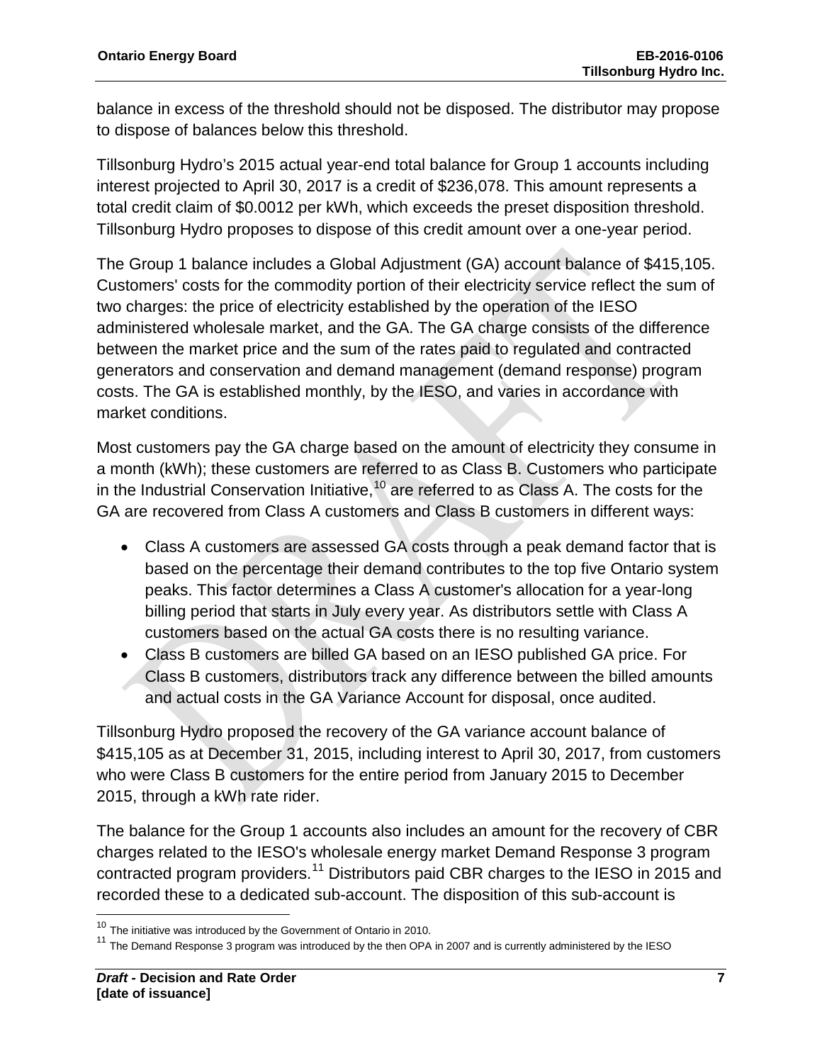balance in excess of the threshold should not be disposed. The distributor may propose to dispose of balances below this threshold.

Tillsonburg Hydro's 2015 actual year-end total balance for Group 1 accounts including interest projected to April 30, 2017 is a credit of $236,078. This amount represents a total credit claim of $0.0012 per kWh, which exceeds the preset disposition threshold. Tillsonburg Hydro proposes to dispose of this credit amount over a one-year period.

The Group 1 balance includes a Global Adjustment (GA) account balance of $415,105. Customers' costs for the commodity portion of their electricity service reflect the sum of two charges: the price of electricity established by the operation of the IESO administered wholesale market, and the GA. The GA charge consists of the difference between the market price and the sum of the rates paid to regulated and contracted generators and conservation and demand management (demand response) program costs. The GA is established monthly, by the IESO, and varies in accordance with market conditions.

Most customers pay the GA charge based on the amount of electricity they consume in a month (kWh); these customers are referred to as Class B. Customers who participate in the Industrial Conservation Initiative,[10] are referred to as Class A. The costs for the GA are recovered from Class A customers and Class B customers in different ways:

- Class A customers are assessed GA costs through a peak demand factor that is based on the percentage their demand contributes to the top five Ontario system peaks. This factor determines a Class A customer's allocation for a year-long billing period that starts in July every year. As distributors settle with Class A customers based on the actual GA costs there is no resulting variance.
- Class B customers are billed GA based on an IESO published GA price. For Class B customers, distributors track any difference between the billed amounts and actual costs in the GA Variance Account for disposal, once audited.

Tillsonburg Hydro proposed the recovery of the GA variance account balance of $415,105 as at December 31, 2015, including interest to April 30, 2017, from customers who were Class B customers for the entire period from January 2015 to December 2015, through a kWh rate rider.

The balance for the Group 1 accounts also includes an amount for the recovery of CBR charges related to the IESO's wholesale energy market Demand Response 3 program contracted program providers.[11] Distributors paid CBR charges to the IESO in 2015 and recorded these to a dedicated sub-account. The disposition of this sub-account is

[10] The initiative was introduced by the Government of Ontario in 2010.

[11] The Demand Response 3 program was introduced by the then OPA in 2007 and is currently administered by the IESO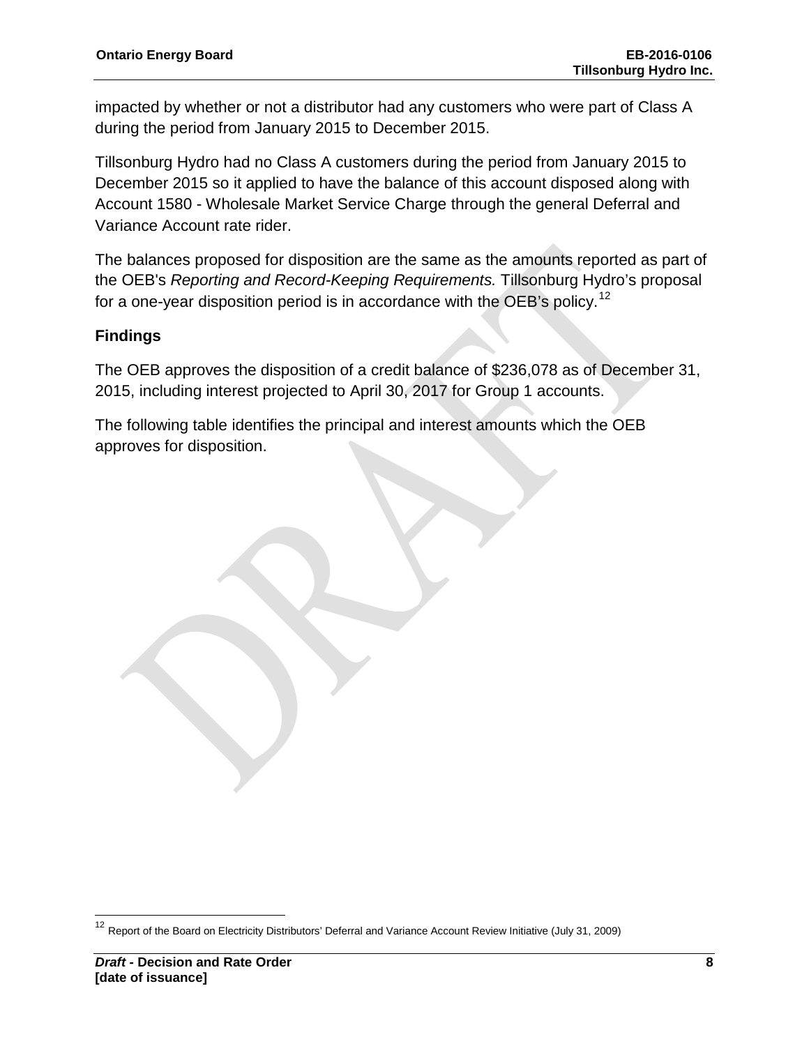impacted by whether or not a distributor had any customers who were part of Class A during the period from January 2015 to December 2015.

Tillsonburg Hydro had no Class A customers during the period from January 2015 to December 2015 so it applied to have the balance of this account disposed along with Account 1580 - Wholesale Market Service Charge through the general Deferral and Variance Account rate rider.

The balances proposed for disposition are the same as the amounts reported as part of the OEB's *Reporting and Record-Keeping Requirements.* Tillsonburg Hydro's proposal for a one-year disposition period is in accordance with the OEB's policy.[12]

## Findings

The OEB approves the disposition of a credit balance of $236,078 as of December 31, 2015, including interest projected to April 30, 2017 for Group 1 accounts.

The following table identifies the principal and interest amounts which the OEB approves for disposition.

[12] Report of the Board on Electricity Distributors' Deferral and Variance Account Review Initiative (July 31, 2009)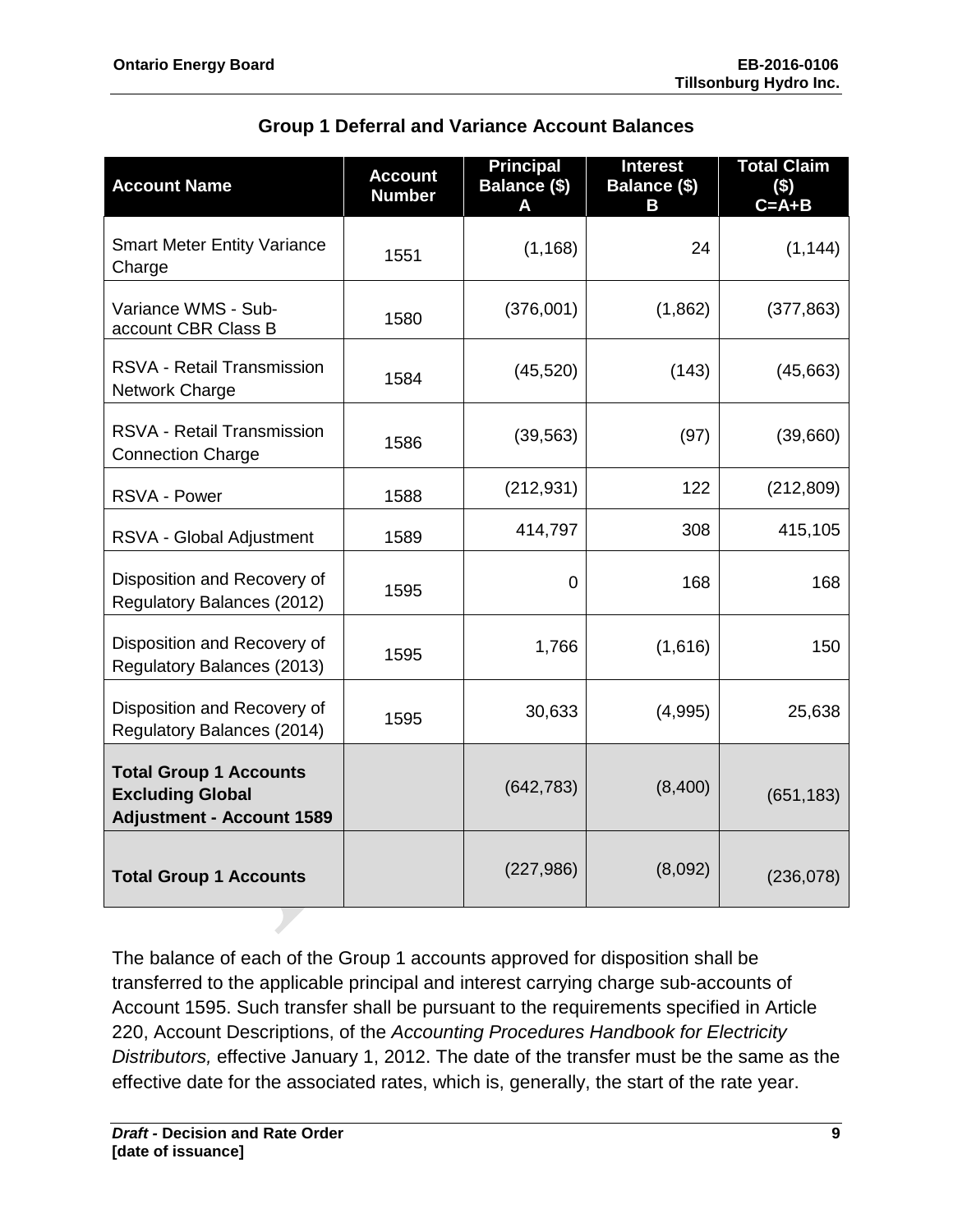## Group 1 Deferral and Variance Account Balances

| Account Name | Account Number | Principal Balance ($) A | Interest Balance ($) B | Total Claim ($) C=A+B |
|---|---|---|---|---|
| Smart Meter Entity Variance Charge | 1551 | (1,168) | 24 | (1,144) |
| Variance WMS - Sub-account CBR Class B | 1580 | (376,001) | (1,862) | (377,863) |
| RSVA - Retail Transmission Network Charge | 1584 | (45,520) | (143) | (45,663) |
| RSVA - Retail Transmission Connection Charge | 1586 | (39,563) | (97) | (39,660) |
| RSVA - Power | 1588 | (212,931) | 122 | (212,809) |
| RSVA - Global Adjustment | 1589 | 414,797 | 308 | 415,105 |
| Disposition and Recovery of Regulatory Balances (2012) | 1595 | 0 | 168 | 168 |
| Disposition and Recovery of Regulatory Balances (2013) | 1595 | 1,766 | (1,616) | 150 |
| Disposition and Recovery of Regulatory Balances (2014) | 1595 | 30,633 | (4,995) | 25,638 |
| **Total Group 1 Accounts Excluding Global Adjustment - Account 1589** | | (642,783) | (8,400) | (651,183) |
| **Total Group 1 Accounts** | | (227,986) | (8,092) | (236,078) |

The balance of each of the Group 1 accounts approved for disposition shall be transferred to the applicable principal and interest carrying charge sub-accounts of Account 1595. Such transfer shall be pursuant to the requirements specified in Article 220, Account Descriptions, of the *Accounting Procedures Handbook for Electricity Distributors,* effective January 1, 2012. The date of the transfer must be the same as the effective date for the associated rates, which is, generally, the start of the rate year.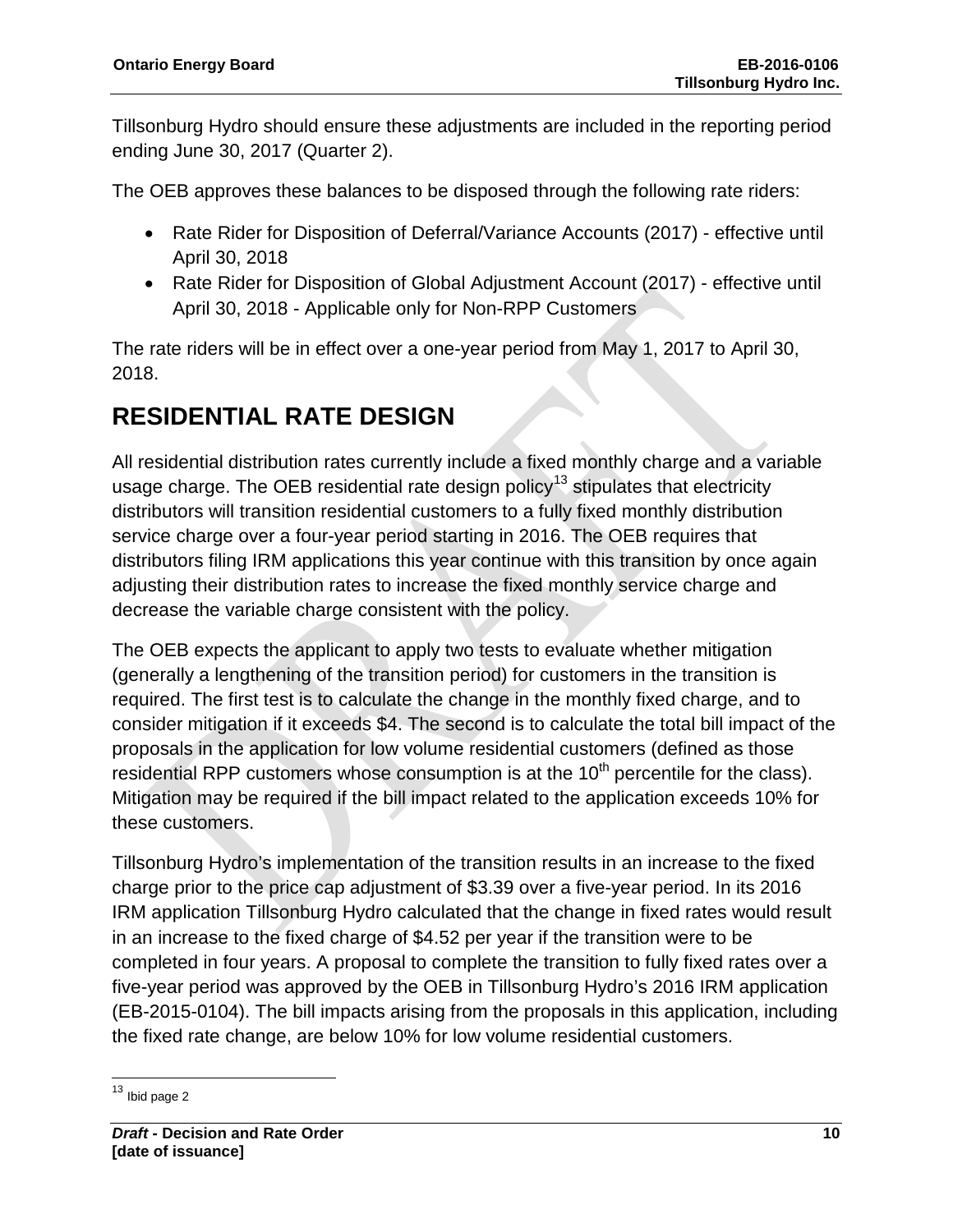Tillsonburg Hydro should ensure these adjustments are included in the reporting period ending June 30, 2017 (Quarter 2).

The OEB approves these balances to be disposed through the following rate riders:

- Rate Rider for Disposition of Deferral/Variance Accounts (2017) - effective until April 30, 2018
- Rate Rider for Disposition of Global Adjustment Account (2017) - effective until April 30, 2018 - Applicable only for Non-RPP Customers

The rate riders will be in effect over a one-year period from May 1, 2017 to April 30, 2018.

# RESIDENTIAL RATE DESIGN

All residential distribution rates currently include a fixed monthly charge and a variable usage charge. The OEB residential rate design policy[13] stipulates that electricity distributors will transition residential customers to a fully fixed monthly distribution service charge over a four-year period starting in 2016. The OEB requires that distributors filing IRM applications this year continue with this transition by once again adjusting their distribution rates to increase the fixed monthly service charge and decrease the variable charge consistent with the policy.

The OEB expects the applicant to apply two tests to evaluate whether mitigation (generally a lengthening of the transition period) for customers in the transition is required. The first test is to calculate the change in the monthly fixed charge, and to consider mitigation if it exceeds $4. The second is to calculate the total bill impact of the proposals in the application for low volume residential customers (defined as those residential RPP customers whose consumption is at the 10th percentile for the class). Mitigation may be required if the bill impact related to the application exceeds 10% for these customers.

Tillsonburg Hydro's implementation of the transition results in an increase to the fixed charge prior to the price cap adjustment of $3.39 over a five-year period. In its 2016 IRM application Tillsonburg Hydro calculated that the change in fixed rates would result in an increase to the fixed charge of $4.52 per year if the transition were to be completed in four years. A proposal to complete the transition to fully fixed rates over a five-year period was approved by the OEB in Tillsonburg Hydro's 2016 IRM application (EB-2015-0104). The bill impacts arising from the proposals in this application, including the fixed rate change, are below 10% for low volume residential customers.

---

[13] Ibid page 2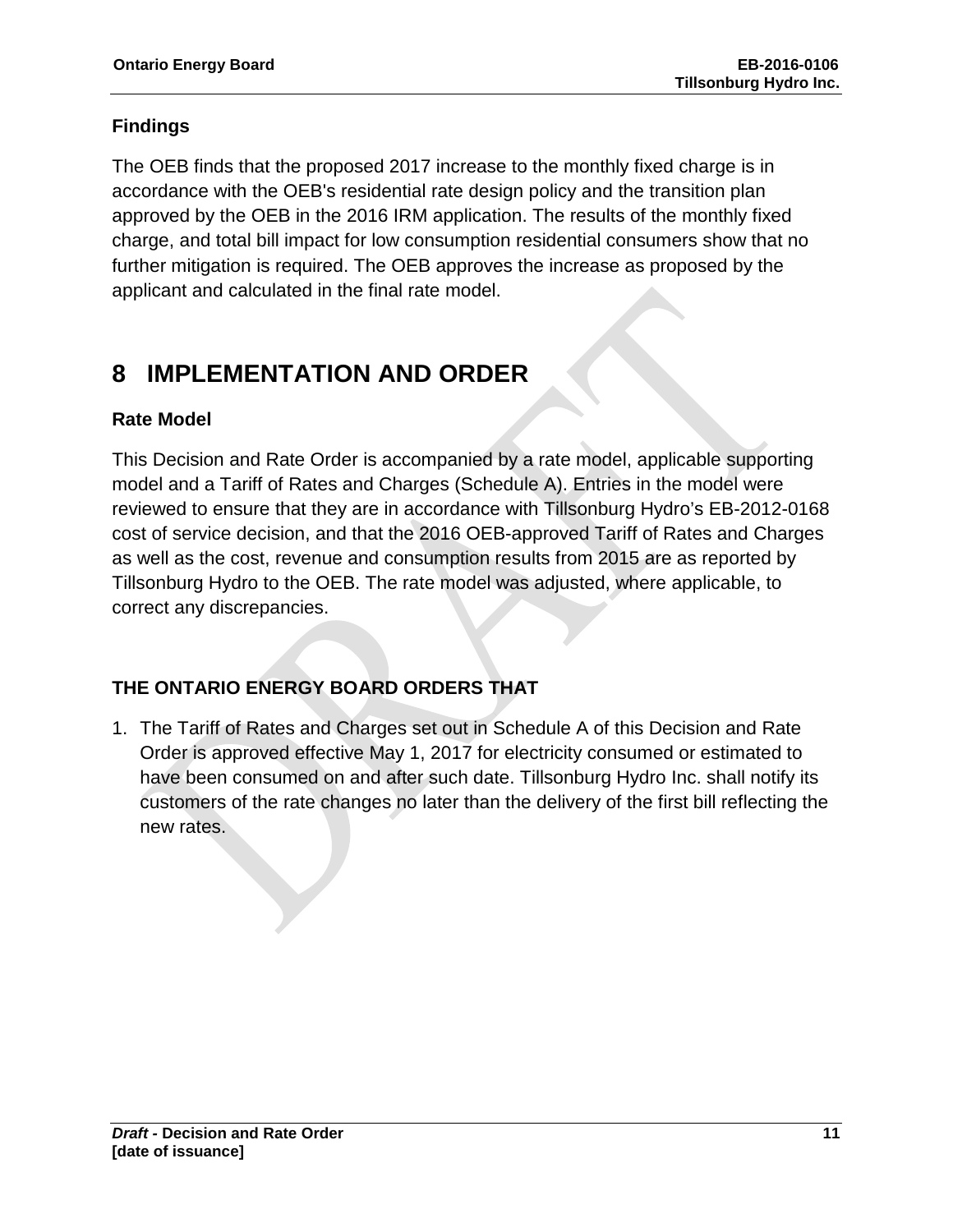### Findings

The OEB finds that the proposed 2017 increase to the monthly fixed charge is in accordance with the OEB's residential rate design policy and the transition plan approved by the OEB in the 2016 IRM application. The results of the monthly fixed charge, and total bill impact for low consumption residential consumers show that no further mitigation is required. The OEB approves the increase as proposed by the applicant and calculated in the final rate model.

# 8 IMPLEMENTATION AND ORDER

### Rate Model

This Decision and Rate Order is accompanied by a rate model, applicable supporting model and a Tariff of Rates and Charges (Schedule A). Entries in the model were reviewed to ensure that they are in accordance with Tillsonburg Hydro's EB-2012-0168 cost of service decision, and that the 2016 OEB-approved Tariff of Rates and Charges as well as the cost, revenue and consumption results from 2015 are as reported by Tillsonburg Hydro to the OEB. The rate model was adjusted, where applicable, to correct any discrepancies.

### THE ONTARIO ENERGY BOARD ORDERS THAT

1. The Tariff of Rates and Charges set out in Schedule A of this Decision and Rate Order is approved effective May 1, 2017 for electricity consumed or estimated to have been consumed on and after such date. Tillsonburg Hydro Inc. shall notify its customers of the rate changes no later than the delivery of the first bill reflecting the new rates.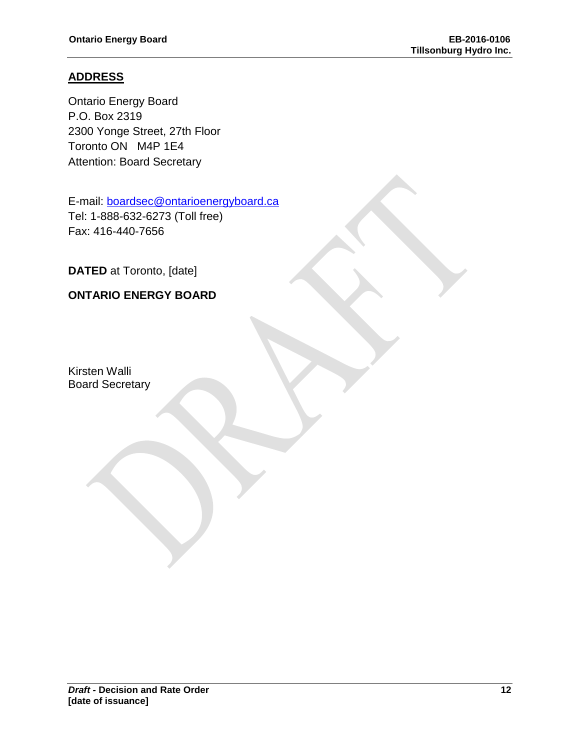## ADDRESS

Ontario Energy Board
P.O. Box 2319
2300 Yonge Street, 27th Floor
Toronto ON   M4P 1E4
Attention: Board Secretary

E-mail: boardsec@ontarioenergyboard.ca
Tel: 1-888-632-6273 (Toll free)
Fax: 416-440-7656

**DATED** at Toronto, [date]

**ONTARIO ENERGY BOARD**

Kirsten Walli
Board Secretary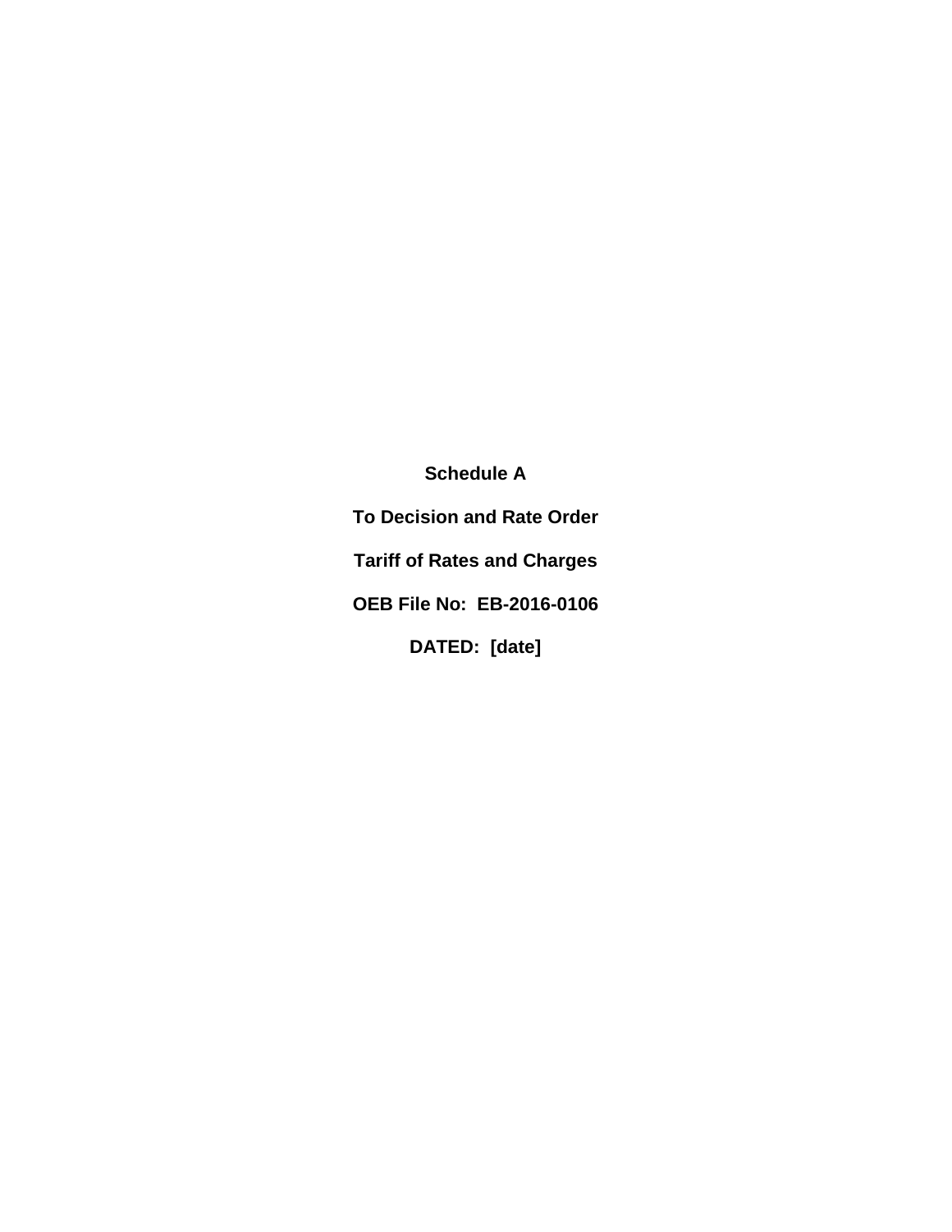**Schedule A**

**To Decision and Rate Order**

**Tariff of Rates and Charges**

**OEB File No: EB-2016-0106**

**DATED: [date]**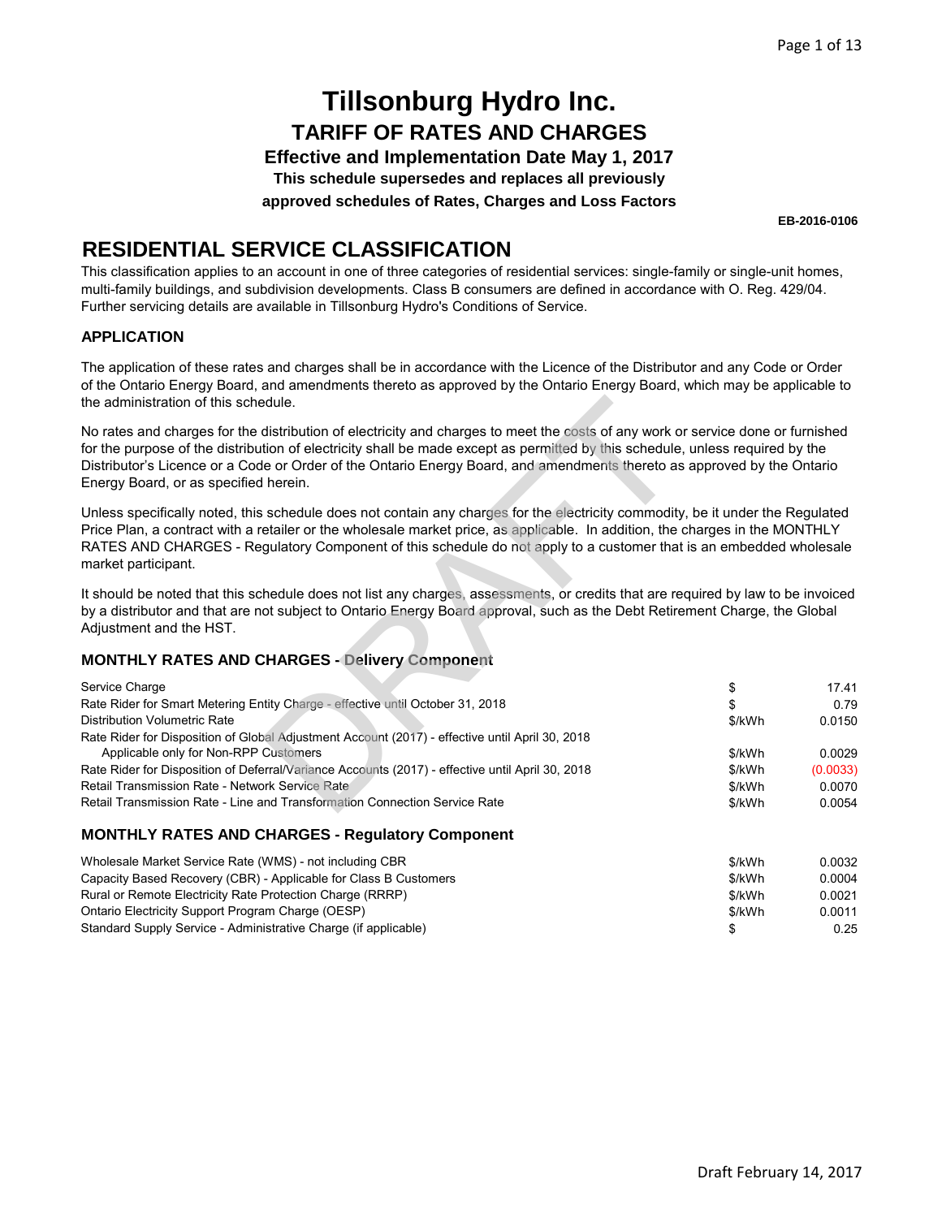# Tillsonburg Hydro Inc.

## TARIFF OF RATES AND CHARGES

### Effective and Implementation Date May 1, 2017

**This schedule supersedes and replaces all previously approved schedules of Rates, Charges and Loss Factors**

**EB-2016-0106**

## RESIDENTIAL SERVICE CLASSIFICATION

This classification applies to an account in one of three categories of residential services: single-family or single-unit homes, multi-family buildings, and subdivision developments. Class B consumers are defined in accordance with O. Reg. 429/04. Further servicing details are available in Tillsonburg Hydro's Conditions of Service.

### APPLICATION

The application of these rates and charges shall be in accordance with the Licence of the Distributor and any Code or Order of the Ontario Energy Board, and amendments thereto as approved by the Ontario Energy Board, which may be applicable to the administration of this schedule.

No rates and charges for the distribution of electricity and charges to meet the costs of any work or service done or furnished for the purpose of the distribution of electricity shall be made except as permitted by this schedule, unless required by the Distributor's Licence or a Code or Order of the Ontario Energy Board, and amendments thereto as approved by the Ontario Energy Board, or as specified herein.

Unless specifically noted, this schedule does not contain any charges for the electricity commodity, be it under the Regulated Price Plan, a contract with a retailer or the wholesale market price, as applicable. In addition, the charges in the MONTHLY RATES AND CHARGES - Regulatory Component of this schedule do not apply to a customer that is an embedded wholesale market participant.

It should be noted that this schedule does not list any charges, assessments, or credits that are required by law to be invoiced by a distributor and that are not subject to Ontario Energy Board approval, such as the Debt Retirement Charge, the Global Adjustment and the HST.

### MONTHLY RATES AND CHARGES - Delivery Component

| | | |
|---|---|---|
| Service Charge | $ | 17.41 |
| Rate Rider for Smart Metering Entity Charge - effective until October 31, 2018 | $ | 0.79 |
| Distribution Volumetric Rate | $/kWh | 0.0150 |
| Rate Rider for Disposition of Global Adjustment Account (2017) - effective until April 30, 2018 Applicable only for Non-RPP Customers | $/kWh | 0.0029 |
| Rate Rider for Disposition of Deferral/Variance Accounts (2017) - effective until April 30, 2018 | $/kWh | (0.0033) |
| Retail Transmission Rate - Network Service Rate | $/kWh | 0.0070 |
| Retail Transmission Rate - Line and Transformation Connection Service Rate | $/kWh | 0.0054 |

### MONTHLY RATES AND CHARGES - Regulatory Component

| | | |
|---|---|---|
| Wholesale Market Service Rate (WMS) - not including CBR | $/kWh | 0.0032 |
| Capacity Based Recovery (CBR) - Applicable for Class B Customers | $/kWh | 0.0004 |
| Rural or Remote Electricity Rate Protection Charge (RRRP) | $/kWh | 0.0021 |
| Ontario Electricity Support Program Charge (OESP) | $/kWh | 0.0011 |
| Standard Supply Service - Administrative Charge (if applicable) | $ | 0.25 |

Draft February 14, 2017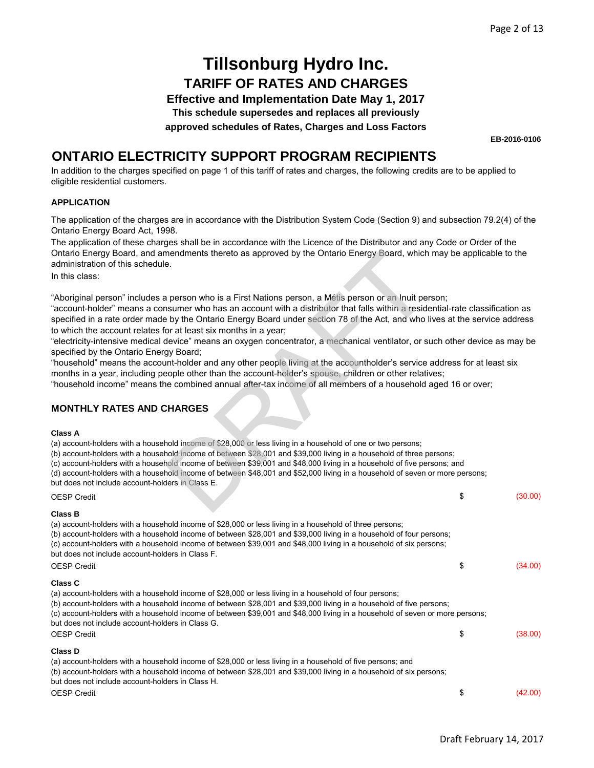# Tillsonburg Hydro Inc.

## TARIFF OF RATES AND CHARGES

### Effective and Implementation Date May 1, 2017

**This schedule supersedes and replaces all previously approved schedules of Rates, Charges and Loss Factors**

**EB-2016-0106**

## ONTARIO ELECTRICITY SUPPORT PROGRAM RECIPIENTS

In addition to the charges specified on page 1 of this tariff of rates and charges, the following credits are to be applied to eligible residential customers.

### APPLICATION

The application of the charges are in accordance with the Distribution System Code (Section 9) and subsection 79.2(4) of the Ontario Energy Board Act, 1998.

The application of these charges shall be in accordance with the Licence of the Distributor and any Code or Order of the Ontario Energy Board, and amendments thereto as approved by the Ontario Energy Board, which may be applicable to the administration of this schedule.

In this class:

"Aboriginal person" includes a person who is a First Nations person, a Métis person or an Inuit person;

"account-holder" means a consumer who has an account with a distributor that falls within a residential-rate classification as specified in a rate order made by the Ontario Energy Board under section 78 of the Act, and who lives at the service address to which the account relates for at least six months in a year;

"electricity-intensive medical device" means an oxygen concentrator, a mechanical ventilator, or such other device as may be specified by the Ontario Energy Board;

"household" means the account-holder and any other people living at the accountholder's service address for at least six months in a year, including people other than the account-holder's spouse, children or other relatives;

"household income" means the combined annual after-tax income of all members of a household aged 16 or over;

### MONTHLY RATES AND CHARGES

**Class A**

(a) account-holders with a household income of $28,000 or less living in a household of one or two persons;
(b) account-holders with a household income of between $28,001 and $39,000 living in a household of three persons;
(c) account-holders with a household income of between $39,001 and $48,000 living in a household of five persons; and
(d) account-holders with a household income of between $48,001 and $52,000 living in a household of seven or more persons;
but does not include account-holders in Class E.

| | | |
|---|---|---|
| OESP Credit | $ | (30.00) |

**Class B**

(a) account-holders with a household income of $28,000 or less living in a household of three persons;
(b) account-holders with a household income of between $28,001 and $39,000 living in a household of four persons;
(c) account-holders with a household income of between $39,001 and $48,000 living in a household of six persons;
but does not include account-holders in Class F.

| | | |
|---|---|---|
| OESP Credit | $ | (34.00) |

**Class C**

(a) account-holders with a household income of $28,000 or less living in a household of four persons;
(b) account-holders with a household income of between $28,001 and $39,000 living in a household of five persons;
(c) account-holders with a household income of between $39,001 and $48,000 living in a household of seven or more persons;
but does not include account-holders in Class G.

| | | |
|---|---|---|
| OESP Credit | $ | (38.00) |

**Class D**

(a) account-holders with a household income of $28,000 or less living in a household of five persons; and
(b) account-holders with a household income of between $28,001 and $39,000 living in a household of six persons;
but does not include account-holders in Class H.

| | | |
|---|---|---|
| OESP Credit | $ | (42.00) |

Draft February 14, 2017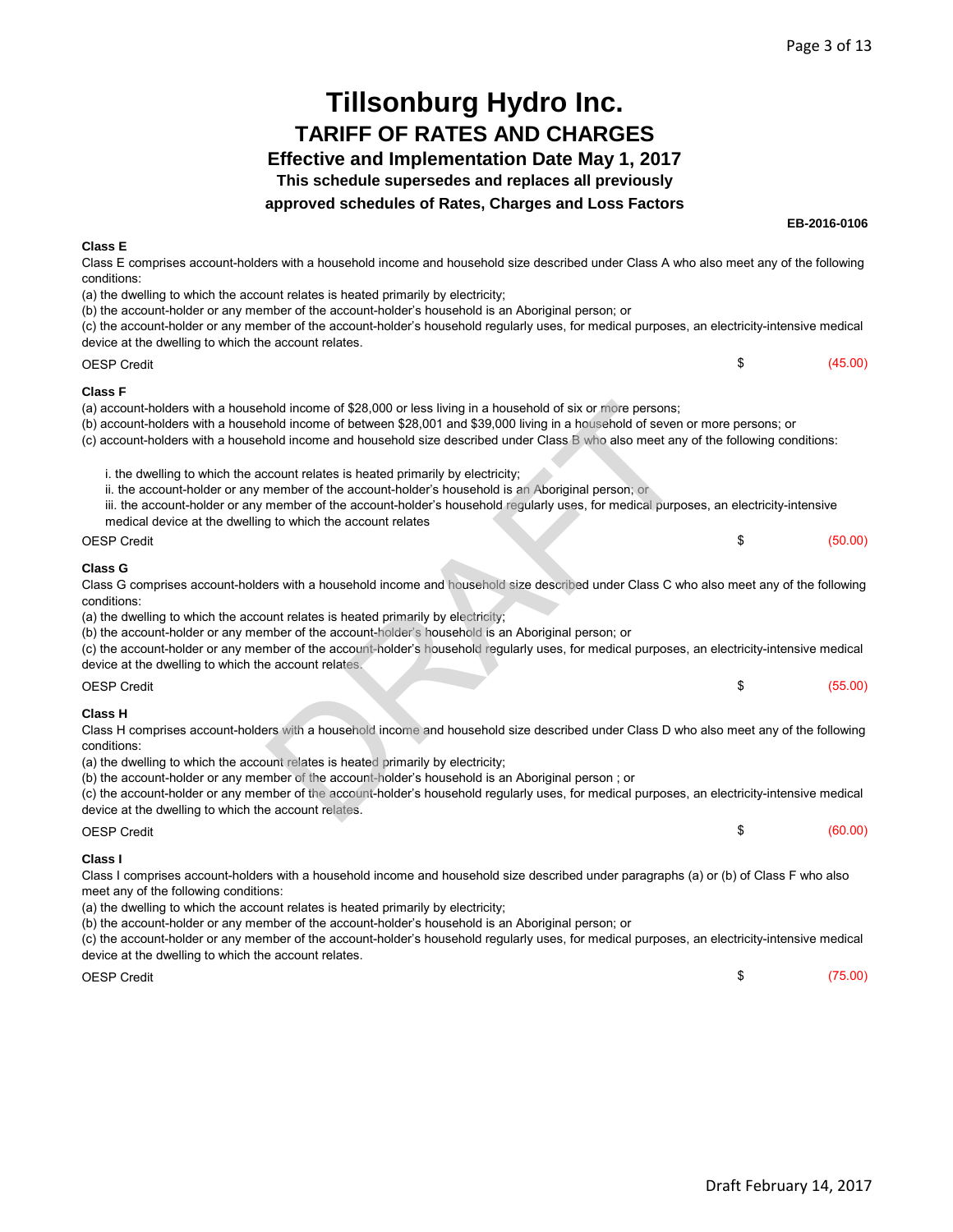# Tillsonburg Hydro Inc.

## TARIFF OF RATES AND CHARGES

### Effective and Implementation Date May 1, 2017

**This schedule supersedes and replaces all previously approved schedules of Rates, Charges and Loss Factors**

**EB-2016-0106**

**Class E**

Class E comprises account-holders with a household income and household size described under Class A who also meet any of the following conditions:

(a) the dwelling to which the account relates is heated primarily by electricity;
(b) the account-holder or any member of the account-holder's household is an Aboriginal person; or
(c) the account-holder or any member of the account-holder's household regularly uses, for medical purposes, an electricity-intensive medical device at the dwelling to which the account relates.

| | | |
|---|---|---|
| OESP Credit | $ | (45.00) |

**Class F**

(a) account-holders with a household income of $28,000 or less living in a household of six or more persons;
(b) account-holders with a household income of between $28,001 and $39,000 living in a household of seven or more persons; or
(c) account-holders with a household income and household size described under Class B who also meet any of the following conditions:

i. the dwelling to which the account relates is heated primarily by electricity;
ii. the account-holder or any member of the account-holder's household is an Aboriginal person; or
iii. the account-holder or any member of the account-holder's household regularly uses, for medical purposes, an electricity-intensive medical device at the dwelling to which the account relates

| | | |
|---|---|---|
| OESP Credit | $ | (50.00) |

**Class G**

Class G comprises account-holders with a household income and household size described under Class C who also meet any of the following conditions:

(a) the dwelling to which the account relates is heated primarily by electricity;
(b) the account-holder or any member of the account-holder's household is an Aboriginal person; or
(c) the account-holder or any member of the account-holder's household regularly uses, for medical purposes, an electricity-intensive medical device at the dwelling to which the account relates.

| | | |
|---|---|---|
| OESP Credit | $ | (55.00) |

**Class H**

Class H comprises account-holders with a household income and household size described under Class D who also meet any of the following conditions:

(a) the dwelling to which the account relates is heated primarily by electricity;
(b) the account-holder or any member of the account-holder's household is an Aboriginal person ; or
(c) the account-holder or any member of the account-holder's household regularly uses, for medical purposes, an electricity-intensive medical device at the dwelling to which the account relates.

| | | |
|---|---|---|
| OESP Credit | $ | (60.00) |

**Class I**

Class I comprises account-holders with a household income and household size described under paragraphs (a) or (b) of Class F who also meet any of the following conditions:

(a) the dwelling to which the account relates is heated primarily by electricity;
(b) the account-holder or any member of the account-holder's household is an Aboriginal person; or
(c) the account-holder or any member of the account-holder's household regularly uses, for medical purposes, an electricity-intensive medical device at the dwelling to which the account relates.

| | | |
|---|---|---|
| OESP Credit | $ | (75.00) |

Draft February 14, 2017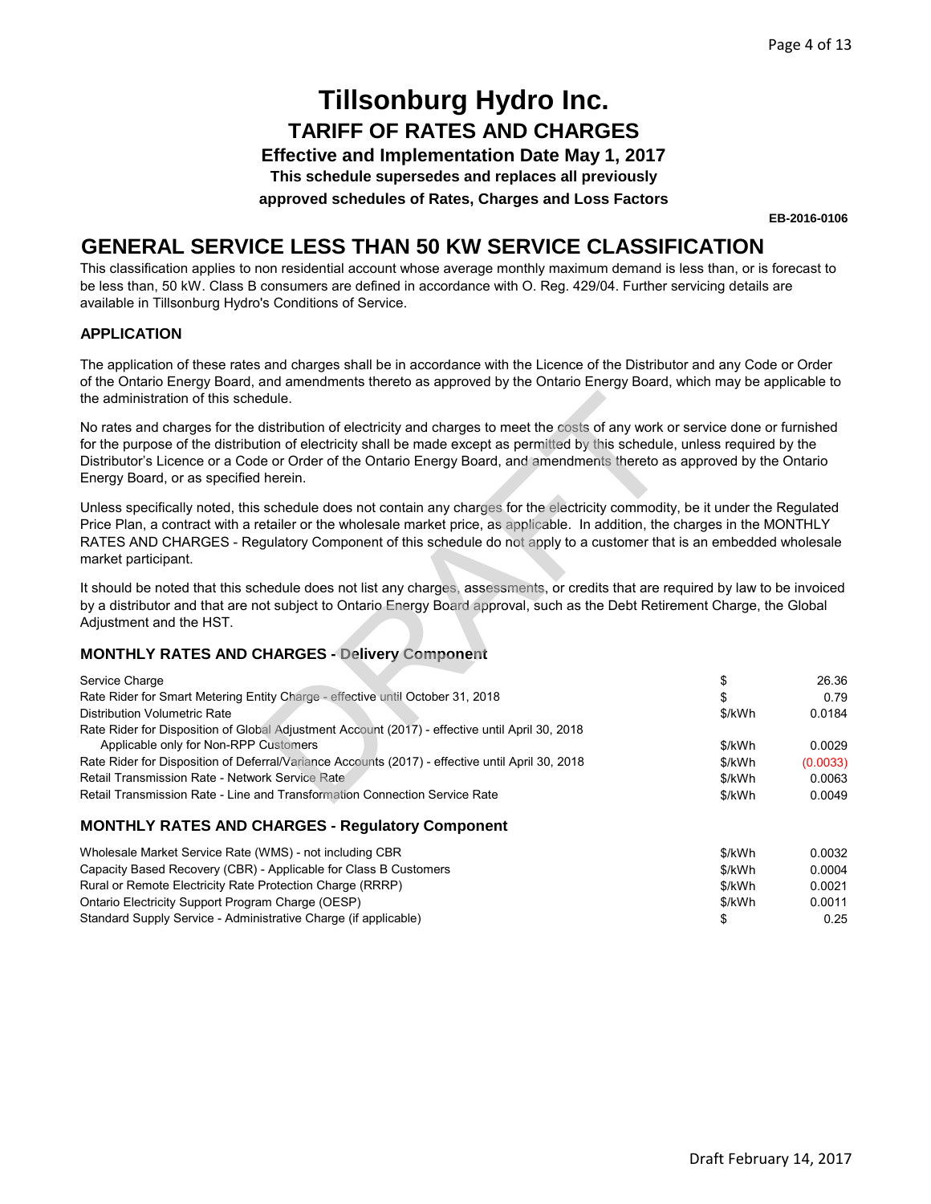# Tillsonburg Hydro Inc.

## TARIFF OF RATES AND CHARGES

### Effective and Implementation Date May 1, 2017

**This schedule supersedes and replaces all previously approved schedules of Rates, Charges and Loss Factors**

**EB-2016-0106**

# GENERAL SERVICE LESS THAN 50 KW SERVICE CLASSIFICATION

This classification applies to non residential account whose average monthly maximum demand is less than, or is forecast to be less than, 50 kW. Class B consumers are defined in accordance with O. Reg. 429/04. Further servicing details are available in Tillsonburg Hydro's Conditions of Service.

### APPLICATION

The application of these rates and charges shall be in accordance with the Licence of the Distributor and any Code or Order of the Ontario Energy Board, and amendments thereto as approved by the Ontario Energy Board, which may be applicable to the administration of this schedule.

No rates and charges for the distribution of electricity and charges to meet the costs of any work or service done or furnished for the purpose of the distribution of electricity shall be made except as permitted by this schedule, unless required by the Distributor's Licence or a Code or Order of the Ontario Energy Board, and amendments thereto as approved by the Ontario Energy Board, or as specified herein.

Unless specifically noted, this schedule does not contain any charges for the electricity commodity, be it under the Regulated Price Plan, a contract with a retailer or the wholesale market price, as applicable. In addition, the charges in the MONTHLY RATES AND CHARGES - Regulatory Component of this schedule do not apply to a customer that is an embedded wholesale market participant.

It should be noted that this schedule does not list any charges, assessments, or credits that are required by law to be invoiced by a distributor and that are not subject to Ontario Energy Board approval, such as the Debt Retirement Charge, the Global Adjustment and the HST.

### MONTHLY RATES AND CHARGES - Delivery Component

| | | |
|---|---|---|
| Service Charge | $ | 26.36 |
| Rate Rider for Smart Metering Entity Charge - effective until October 31, 2018 | $ | 0.79 |
| Distribution Volumetric Rate | $/kWh | 0.0184 |
| Rate Rider for Disposition of Global Adjustment Account (2017) - effective until April 30, 2018 Applicable only for Non-RPP Customers | $/kWh | 0.0029 |
| Rate Rider for Disposition of Deferral/Variance Accounts (2017) - effective until April 30, 2018 | $/kWh | (0.0033) |
| Retail Transmission Rate - Network Service Rate | $/kWh | 0.0063 |
| Retail Transmission Rate - Line and Transformation Connection Service Rate | $/kWh | 0.0049 |

### MONTHLY RATES AND CHARGES - Regulatory Component

| | | |
|---|---|---|
| Wholesale Market Service Rate (WMS) - not including CBR | $/kWh | 0.0032 |
| Capacity Based Recovery (CBR) - Applicable for Class B Customers | $/kWh | 0.0004 |
| Rural or Remote Electricity Rate Protection Charge (RRRP) | $/kWh | 0.0021 |
| Ontario Electricity Support Program Charge (OESP) | $/kWh | 0.0011 |
| Standard Supply Service - Administrative Charge (if applicable) | $ | 0.25 |

Draft February 14, 2017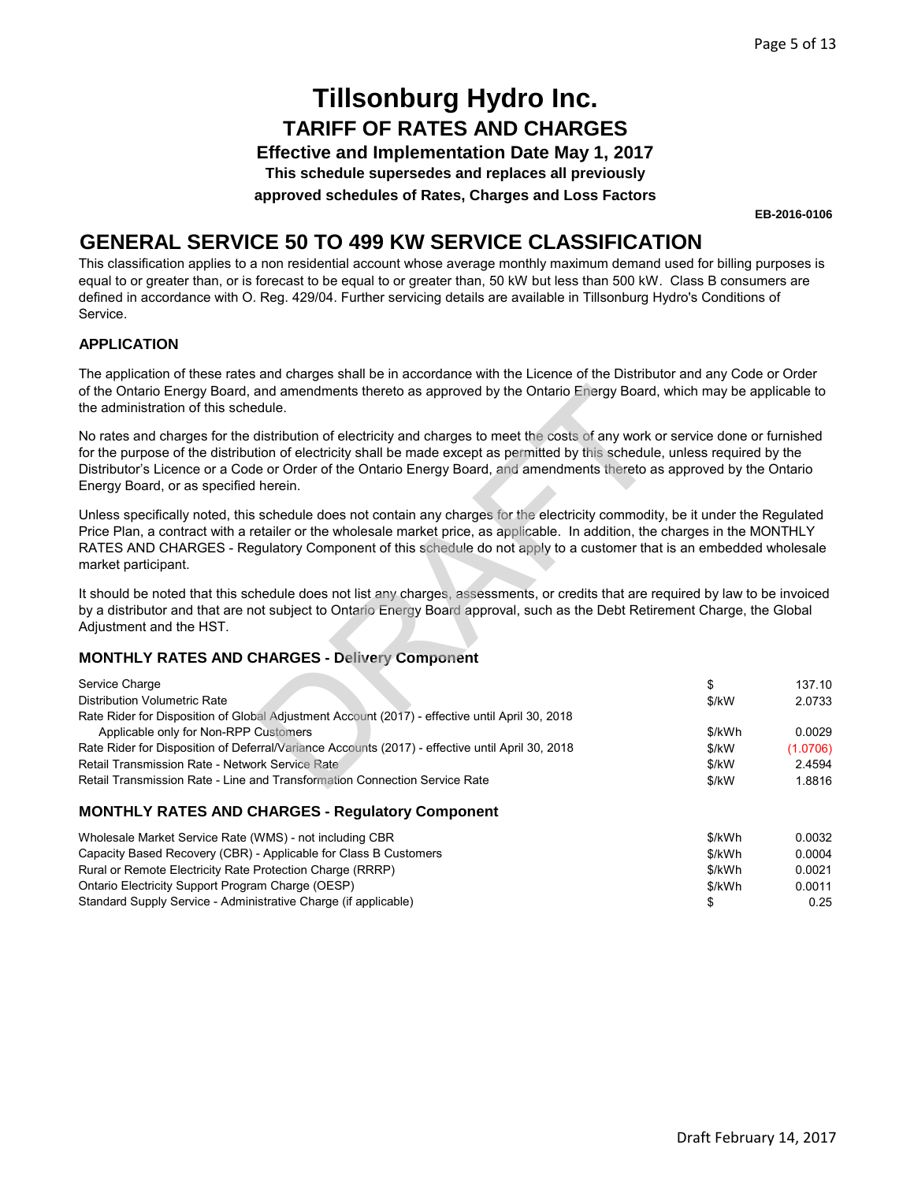# Tillsonburg Hydro Inc.

## TARIFF OF RATES AND CHARGES

**Effective and Implementation Date May 1, 2017**

**This schedule supersedes and replaces all previously approved schedules of Rates, Charges and Loss Factors**

**EB-2016-0106**

## GENERAL SERVICE 50 TO 499 KW SERVICE CLASSIFICATION

This classification applies to a non residential account whose average monthly maximum demand used for billing purposes is equal to or greater than, or is forecast to be equal to or greater than, 50 kW but less than 500 kW. Class B consumers are defined in accordance with O. Reg. 429/04. Further servicing details are available in Tillsonburg Hydro's Conditions of Service.

### APPLICATION

The application of these rates and charges shall be in accordance with the Licence of the Distributor and any Code or Order of the Ontario Energy Board, and amendments thereto as approved by the Ontario Energy Board, which may be applicable to the administration of this schedule.

No rates and charges for the distribution of electricity and charges to meet the costs of any work or service done or furnished for the purpose of the distribution of electricity shall be made except as permitted by this schedule, unless required by the Distributor's Licence or a Code or Order of the Ontario Energy Board, and amendments thereto as approved by the Ontario Energy Board, or as specified herein.

Unless specifically noted, this schedule does not contain any charges for the electricity commodity, be it under the Regulated Price Plan, a contract with a retailer or the wholesale market price, as applicable. In addition, the charges in the MONTHLY RATES AND CHARGES - Regulatory Component of this schedule do not apply to a customer that is an embedded wholesale market participant.

It should be noted that this schedule does not list any charges, assessments, or credits that are required by law to be invoiced by a distributor and that are not subject to Ontario Energy Board approval, such as the Debt Retirement Charge, the Global Adjustment and the HST.

### MONTHLY RATES AND CHARGES - Delivery Component

| | | |
|---|---|---|
| Service Charge | $ | 137.10 |
| Distribution Volumetric Rate | $/kW | 2.0733 |
| Rate Rider for Disposition of Global Adjustment Account (2017) - effective until April 30, 2018 Applicable only for Non-RPP Customers | $/kWh | 0.0029 |
| Rate Rider for Disposition of Deferral/Variance Accounts (2017) - effective until April 30, 2018 | $/kW | (1.0706) |
| Retail Transmission Rate - Network Service Rate | $/kW | 2.4594 |
| Retail Transmission Rate - Line and Transformation Connection Service Rate | $/kW | 1.8816 |

### MONTHLY RATES AND CHARGES - Regulatory Component

| | | |
|---|---|---|
| Wholesale Market Service Rate (WMS) - not including CBR | $/kWh | 0.0032 |
| Capacity Based Recovery (CBR) - Applicable for Class B Customers | $/kWh | 0.0004 |
| Rural or Remote Electricity Rate Protection Charge (RRRP) | $/kWh | 0.0021 |
| Ontario Electricity Support Program Charge (OESP) | $/kWh | 0.0011 |
| Standard Supply Service - Administrative Charge (if applicable) | $ | 0.25 |

Draft February 14, 2017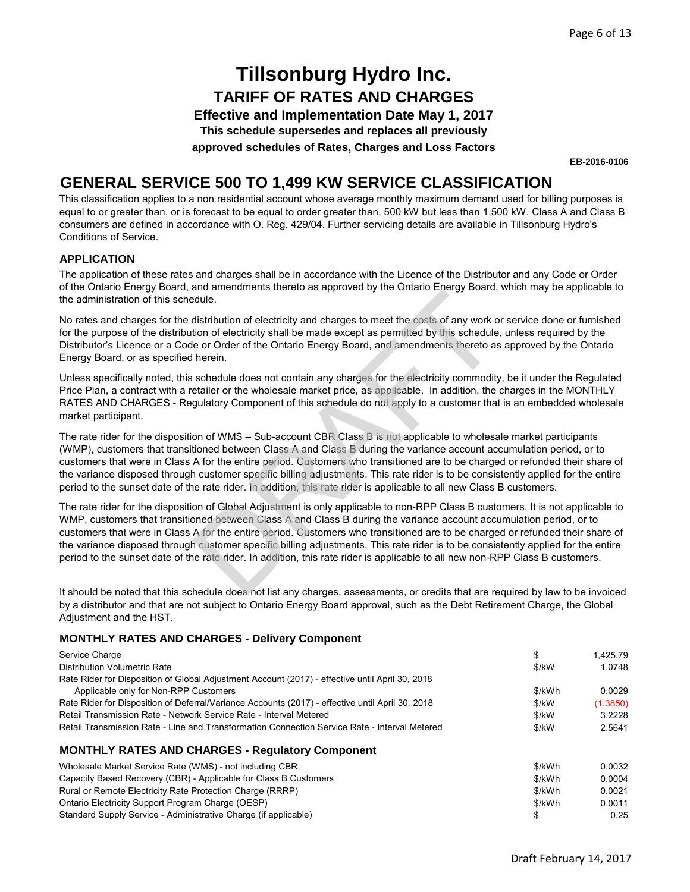# Tillsonburg Hydro Inc.

## TARIFF OF RATES AND CHARGES

**Effective and Implementation Date May 1, 2017**

**This schedule supersedes and replaces all previously approved schedules of Rates, Charges and Loss Factors**

**EB-2016-0106**

# GENERAL SERVICE 500 TO 1,499 KW SERVICE CLASSIFICATION

This classification applies to a non residential account whose average monthly maximum demand used for billing purposes is equal to or greater than, or is forecast to be equal to order greater than, 500 kW but less than 1,500 kW. Class A and Class B consumers are defined in accordance with O. Reg. 429/04. Further servicing details are available in Tillsonburg Hydro's Conditions of Service.

### APPLICATION

The application of these rates and charges shall be in accordance with the Licence of the Distributor and any Code or Order of the Ontario Energy Board, and amendments thereto as approved by the Ontario Energy Board, which may be applicable to the administration of this schedule.

No rates and charges for the distribution of electricity and charges to meet the costs of any work or service done or furnished for the purpose of the distribution of electricity shall be made except as permitted by this schedule, unless required by the Distributor's Licence or a Code or Order of the Ontario Energy Board, and amendments thereto as approved by the Ontario Energy Board, or as specified herein.

Unless specifically noted, this schedule does not contain any charges for the electricity commodity, be it under the Regulated Price Plan, a contract with a retailer or the wholesale market price, as applicable. In addition, the charges in the MONTHLY RATES AND CHARGES - Regulatory Component of this schedule do not apply to a customer that is an embedded wholesale market participant.

The rate rider for the disposition of WMS – Sub-account CBR Class B is not applicable to wholesale market participants (WMP), customers that transitioned between Class A and Class B during the variance account accumulation period, or to customers that were in Class A for the entire period. Customers who transitioned are to be charged or refunded their share of the variance disposed through customer specific billing adjustments. This rate rider is to be consistently applied for the entire period to the sunset date of the rate rider. In addition, this rate rider is applicable to all new Class B customers.

The rate rider for the disposition of Global Adjustment is only applicable to non-RPP Class B customers. It is not applicable to WMP, customers that transitioned between Class A and Class B during the variance account accumulation period, or to customers that were in Class A for the entire period. Customers who transitioned are to be charged or refunded their share of the variance disposed through customer specific billing adjustments. This rate rider is to be consistently applied for the entire period to the sunset date of the rate rider. In addition, this rate rider is applicable to all new non-RPP Class B customers.

It should be noted that this schedule does not list any charges, assessments, or credits that are required by law to be invoiced by a distributor and that are not subject to Ontario Energy Board approval, such as the Debt Retirement Charge, the Global Adjustment and the HST.

### MONTHLY RATES AND CHARGES - Delivery Component

| | | |
|---|---|---|
| Service Charge | $ | 1,425.79 |
| Distribution Volumetric Rate | $/kW | 1.0748 |
| Rate Rider for Disposition of Global Adjustment Account (2017) - effective until April 30, 2018 Applicable only for Non-RPP Customers | $/kWh | 0.0029 |
| Rate Rider for Disposition of Deferral/Variance Accounts (2017) - effective until April 30, 2018 | $/kW | (1.3850) |
| Retail Transmission Rate - Network Service Rate - Interval Metered | $/kW | 3.2228 |
| Retail Transmission Rate - Line and Transformation Connection Service Rate - Interval Metered | $/kW | 2.5641 |

### MONTHLY RATES AND CHARGES - Regulatory Component

| | | |
|---|---|---|
| Wholesale Market Service Rate (WMS) - not including CBR | $/kWh | 0.0032 |
| Capacity Based Recovery (CBR) - Applicable for Class B Customers | $/kWh | 0.0004 |
| Rural or Remote Electricity Rate Protection Charge (RRRP) | $/kWh | 0.0021 |
| Ontario Electricity Support Program Charge (OESP) | $/kWh | 0.0011 |
| Standard Supply Service - Administrative Charge (if applicable) | $ | 0.25 |

Draft February 14, 2017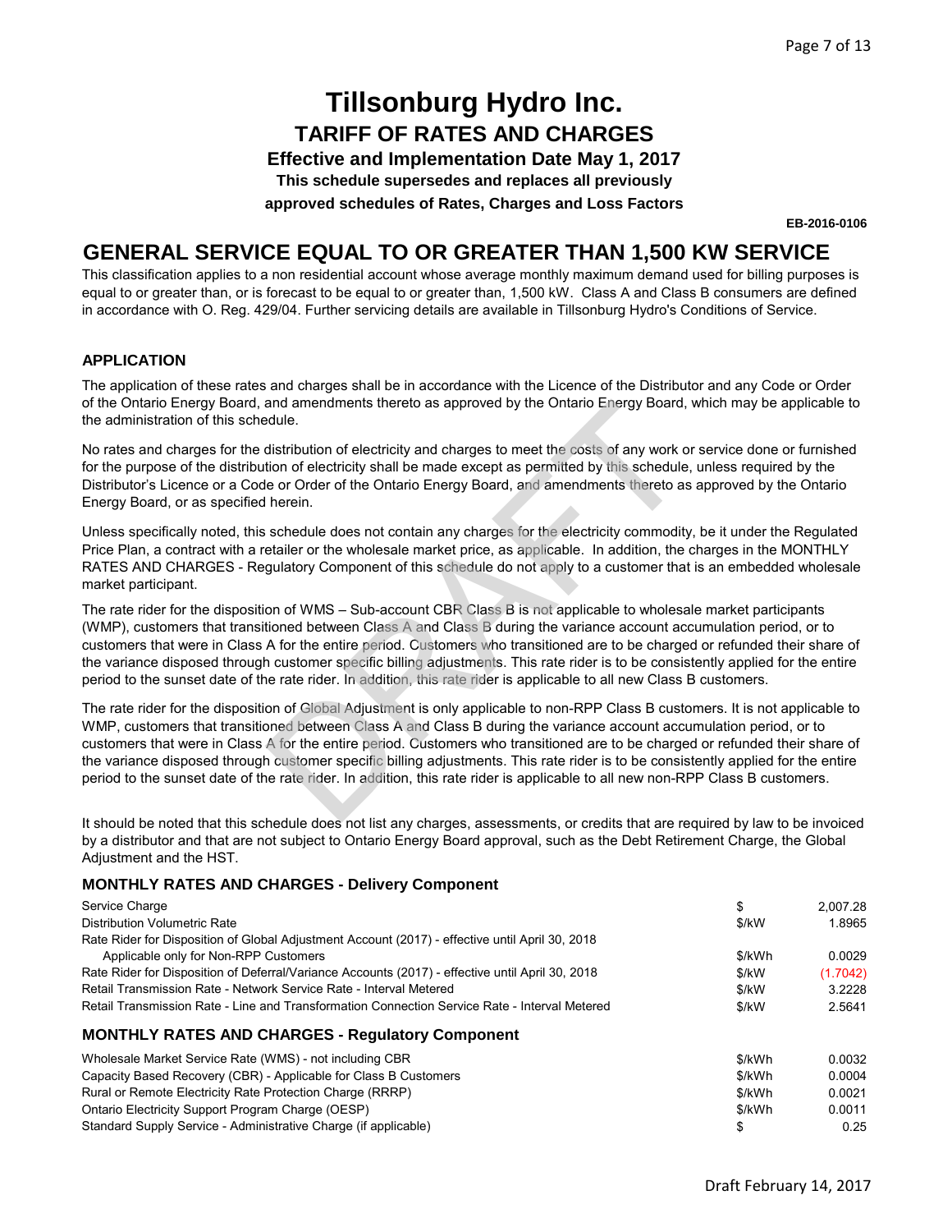# Tillsonburg Hydro Inc.

## TARIFF OF RATES AND CHARGES

**Effective and Implementation Date May 1, 2017**

**This schedule supersedes and replaces all previously approved schedules of Rates, Charges and Loss Factors**

**EB-2016-0106**

# GENERAL SERVICE EQUAL TO OR GREATER THAN 1,500 KW SERVICE

This classification applies to a non residential account whose average monthly maximum demand used for billing purposes is equal to or greater than, or is forecast to be equal to or greater than, 1,500 kW. Class A and Class B consumers are defined in accordance with O. Reg. 429/04. Further servicing details are available in Tillsonburg Hydro's Conditions of Service.

### APPLICATION

The application of these rates and charges shall be in accordance with the Licence of the Distributor and any Code or Order of the Ontario Energy Board, and amendments thereto as approved by the Ontario Energy Board, which may be applicable to the administration of this schedule.

No rates and charges for the distribution of electricity and charges to meet the costs of any work or service done or furnished for the purpose of the distribution of electricity shall be made except as permitted by this schedule, unless required by the Distributor's Licence or a Code or Order of the Ontario Energy Board, and amendments thereto as approved by the Ontario Energy Board, or as specified herein.

Unless specifically noted, this schedule does not contain any charges for the electricity commodity, be it under the Regulated Price Plan, a contract with a retailer or the wholesale market price, as applicable. In addition, the charges in the MONTHLY RATES AND CHARGES - Regulatory Component of this schedule do not apply to a customer that is an embedded wholesale market participant.

The rate rider for the disposition of WMS – Sub-account CBR Class B is not applicable to wholesale market participants (WMP), customers that transitioned between Class A and Class B during the variance account accumulation period, or to customers that were in Class A for the entire period. Customers who transitioned are to be charged or refunded their share of the variance disposed through customer specific billing adjustments. This rate rider is to be consistently applied for the entire period to the sunset date of the rate rider. In addition, this rate rider is applicable to all new Class B customers.

The rate rider for the disposition of Global Adjustment is only applicable to non-RPP Class B customers. It is not applicable to WMP, customers that transitioned between Class A and Class B during the variance account accumulation period, or to customers that were in Class A for the entire period. Customers who transitioned are to be charged or refunded their share of the variance disposed through customer specific billing adjustments. This rate rider is to be consistently applied for the entire period to the sunset date of the rate rider. In addition, this rate rider is applicable to all new non-RPP Class B customers.

It should be noted that this schedule does not list any charges, assessments, or credits that are required by law to be invoiced by a distributor and that are not subject to Ontario Energy Board approval, such as the Debt Retirement Charge, the Global Adjustment and the HST.

### MONTHLY RATES AND CHARGES - Delivery Component

| | | |
|---|---|---|
| Service Charge | $ | 2,007.28 |
| Distribution Volumetric Rate | $/kW | 1.8965 |
| Rate Rider for Disposition of Global Adjustment Account (2017) - effective until April 30, 2018 Applicable only for Non-RPP Customers | $/kWh | 0.0029 |
| Rate Rider for Disposition of Deferral/Variance Accounts (2017) - effective until April 30, 2018 | $/kW | (1.7042) |
| Retail Transmission Rate - Network Service Rate - Interval Metered | $/kW | 3.2228 |
| Retail Transmission Rate - Line and Transformation Connection Service Rate - Interval Metered | $/kW | 2.5641 |

### MONTHLY RATES AND CHARGES - Regulatory Component

| | | |
|---|---|---|
| Wholesale Market Service Rate (WMS) - not including CBR | $/kWh | 0.0032 |
| Capacity Based Recovery (CBR) - Applicable for Class B Customers | $/kWh | 0.0004 |
| Rural or Remote Electricity Rate Protection Charge (RRRP) | $/kWh | 0.0021 |
| Ontario Electricity Support Program Charge (OESP) | $/kWh | 0.0011 |
| Standard Supply Service - Administrative Charge (if applicable) | $ | 0.25 |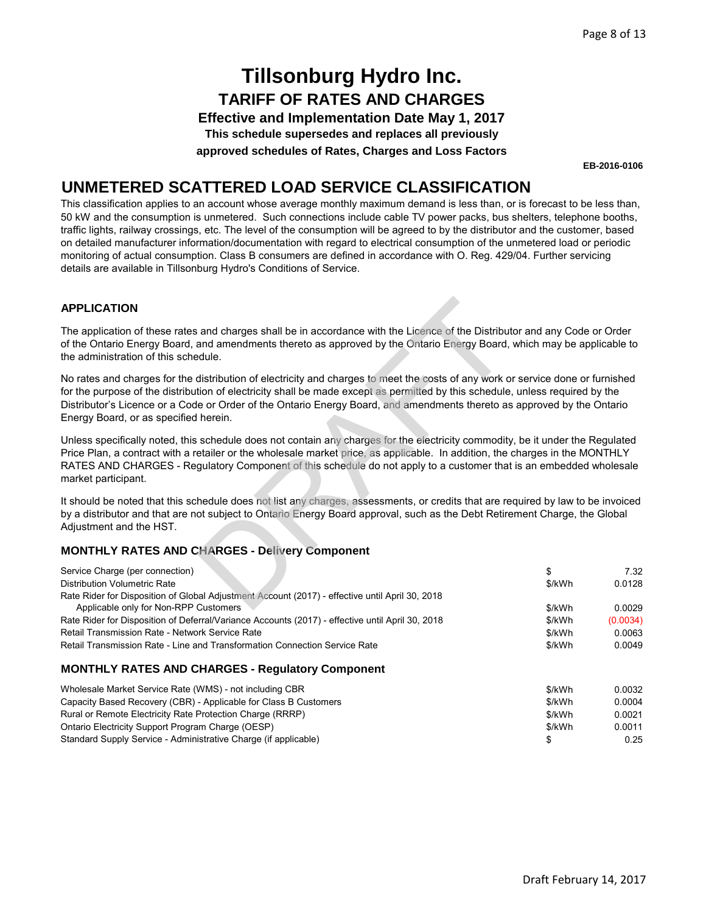# Tillsonburg Hydro Inc.

## TARIFF OF RATES AND CHARGES

### Effective and Implementation Date May 1, 2017

**This schedule supersedes and replaces all previously approved schedules of Rates, Charges and Loss Factors**

**EB-2016-0106**

## UNMETERED SCATTERED LOAD SERVICE CLASSIFICATION

This classification applies to an account whose average monthly maximum demand is less than, or is forecast to be less than, 50 kW and the consumption is unmetered. Such connections include cable TV power packs, bus shelters, telephone booths, traffic lights, railway crossings, etc. The level of the consumption will be agreed to by the distributor and the customer, based on detailed manufacturer information/documentation with regard to electrical consumption of the unmetered load or periodic monitoring of actual consumption. Class B consumers are defined in accordance with O. Reg. 429/04. Further servicing details are available in Tillsonburg Hydro's Conditions of Service.

### APPLICATION

The application of these rates and charges shall be in accordance with the Licence of the Distributor and any Code or Order of the Ontario Energy Board, and amendments thereto as approved by the Ontario Energy Board, which may be applicable to the administration of this schedule.

No rates and charges for the distribution of electricity and charges to meet the costs of any work or service done or furnished for the purpose of the distribution of electricity shall be made except as permitted by this schedule, unless required by the Distributor's Licence or a Code or Order of the Ontario Energy Board, and amendments thereto as approved by the Ontario Energy Board, or as specified herein.

Unless specifically noted, this schedule does not contain any charges for the electricity commodity, be it under the Regulated Price Plan, a contract with a retailer or the wholesale market price, as applicable. In addition, the charges in the MONTHLY RATES AND CHARGES - Regulatory Component of this schedule do not apply to a customer that is an embedded wholesale market participant.

It should be noted that this schedule does not list any charges, assessments, or credits that are required by law to be invoiced by a distributor and that are not subject to Ontario Energy Board approval, such as the Debt Retirement Charge, the Global Adjustment and the HST.

### MONTHLY RATES AND CHARGES - Delivery Component

| | | |
|---|---|---|
| Service Charge (per connection) | $ | 7.32 |
| Distribution Volumetric Rate | $/kWh | 0.0128 |
| Rate Rider for Disposition of Global Adjustment Account (2017) - effective until April 30, 2018 Applicable only for Non-RPP Customers | $/kWh | 0.0029 |
| Rate Rider for Disposition of Deferral/Variance Accounts (2017) - effective until April 30, 2018 | $/kWh | (0.0034) |
| Retail Transmission Rate - Network Service Rate | $/kWh | 0.0063 |
| Retail Transmission Rate - Line and Transformation Connection Service Rate | $/kWh | 0.0049 |

### MONTHLY RATES AND CHARGES - Regulatory Component

| | | |
|---|---|---|
| Wholesale Market Service Rate (WMS) - not including CBR | $/kWh | 0.0032 |
| Capacity Based Recovery (CBR) - Applicable for Class B Customers | $/kWh | 0.0004 |
| Rural or Remote Electricity Rate Protection Charge (RRRP) | $/kWh | 0.0021 |
| Ontario Electricity Support Program Charge (OESP) | $/kWh | 0.0011 |
| Standard Supply Service - Administrative Charge (if applicable) | $ | 0.25 |

Draft February 14, 2017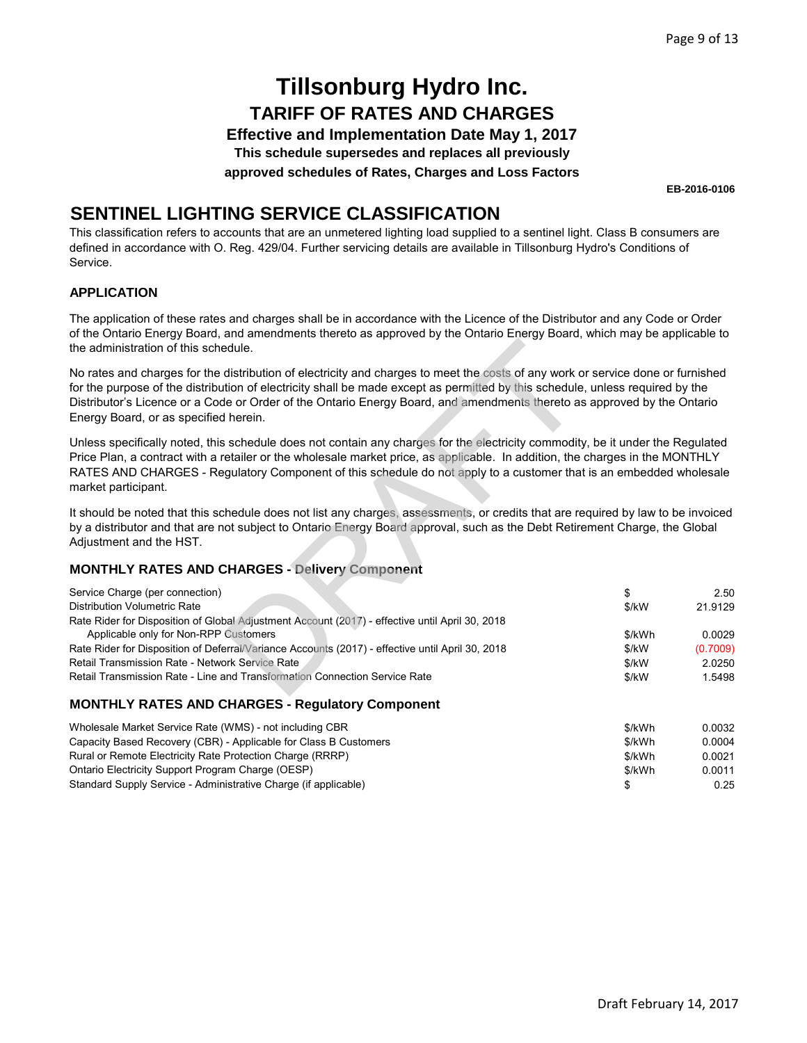# Tillsonburg Hydro Inc.

## TARIFF OF RATES AND CHARGES

**Effective and Implementation Date May 1, 2017**

**This schedule supersedes and replaces all previously approved schedules of Rates, Charges and Loss Factors**

**EB-2016-0106**

## SENTINEL LIGHTING SERVICE CLASSIFICATION

This classification refers to accounts that are an unmetered lighting load supplied to a sentinel light. Class B consumers are defined in accordance with O. Reg. 429/04. Further servicing details are available in Tillsonburg Hydro's Conditions of Service.

### APPLICATION

The application of these rates and charges shall be in accordance with the Licence of the Distributor and any Code or Order of the Ontario Energy Board, and amendments thereto as approved by the Ontario Energy Board, which may be applicable to the administration of this schedule.

No rates and charges for the distribution of electricity and charges to meet the costs of any work or service done or furnished for the purpose of the distribution of electricity shall be made except as permitted by this schedule, unless required by the Distributor's Licence or a Code or Order of the Ontario Energy Board, and amendments thereto as approved by the Ontario Energy Board, or as specified herein.

Unless specifically noted, this schedule does not contain any charges for the electricity commodity, be it under the Regulated Price Plan, a contract with a retailer or the wholesale market price, as applicable. In addition, the charges in the MONTHLY RATES AND CHARGES - Regulatory Component of this schedule do not apply to a customer that is an embedded wholesale market participant.

It should be noted that this schedule does not list any charges, assessments, or credits that are required by law to be invoiced by a distributor and that are not subject to Ontario Energy Board approval, such as the Debt Retirement Charge, the Global Adjustment and the HST.

### MONTHLY RATES AND CHARGES - Delivery Component

| | | |
|---|---|---|
| Service Charge (per connection) | $ | 2.50 |
| Distribution Volumetric Rate | $/kW | 21.9129 |
| Rate Rider for Disposition of Global Adjustment Account (2017) - effective until April 30, 2018 Applicable only for Non-RPP Customers | $/kWh | 0.0029 |
| Rate Rider for Disposition of Deferral/Variance Accounts (2017) - effective until April 30, 2018 | $/kW | (0.7009) |
| Retail Transmission Rate - Network Service Rate | $/kW | 2.0250 |
| Retail Transmission Rate - Line and Transformation Connection Service Rate | $/kW | 1.5498 |

### MONTHLY RATES AND CHARGES - Regulatory Component

| | | |
|---|---|---|
| Wholesale Market Service Rate (WMS) - not including CBR | $/kWh | 0.0032 |
| Capacity Based Recovery (CBR) - Applicable for Class B Customers | $/kWh | 0.0004 |
| Rural or Remote Electricity Rate Protection Charge (RRRP) | $/kWh | 0.0021 |
| Ontario Electricity Support Program Charge (OESP) | $/kWh | 0.0011 |
| Standard Supply Service - Administrative Charge (if applicable) | $ | 0.25 |

Draft February 14, 2017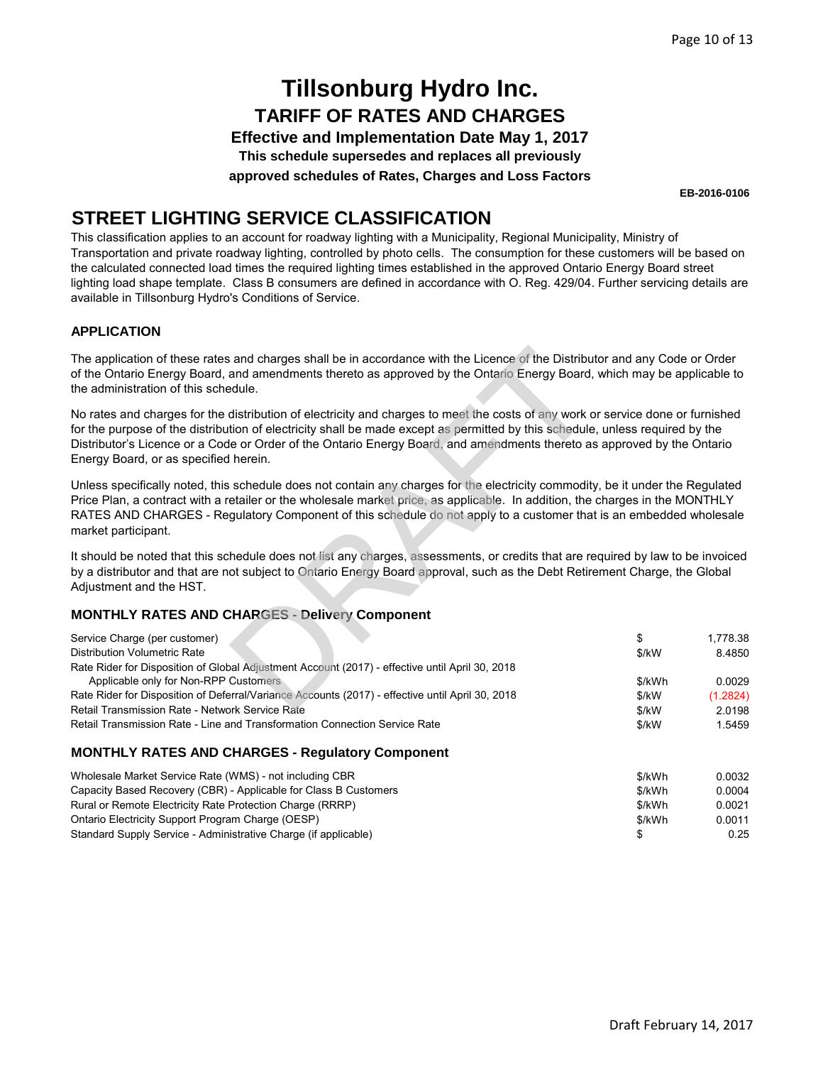# Tillsonburg Hydro Inc.

## TARIFF OF RATES AND CHARGES

### Effective and Implementation Date May 1, 2017

**This schedule supersedes and replaces all previously approved schedules of Rates, Charges and Loss Factors**

**EB-2016-0106**

## STREET LIGHTING SERVICE CLASSIFICATION

This classification applies to an account for roadway lighting with a Municipality, Regional Municipality, Ministry of Transportation and private roadway lighting, controlled by photo cells. The consumption for these customers will be based on the calculated connected load times the required lighting times established in the approved Ontario Energy Board street lighting load shape template. Class B consumers are defined in accordance with O. Reg. 429/04. Further servicing details are available in Tillsonburg Hydro's Conditions of Service.

### APPLICATION

The application of these rates and charges shall be in accordance with the Licence of the Distributor and any Code or Order of the Ontario Energy Board, and amendments thereto as approved by the Ontario Energy Board, which may be applicable to the administration of this schedule.

No rates and charges for the distribution of electricity and charges to meet the costs of any work or service done or furnished for the purpose of the distribution of electricity shall be made except as permitted by this schedule, unless required by the Distributor's Licence or a Code or Order of the Ontario Energy Board, and amendments thereto as approved by the Ontario Energy Board, or as specified herein.

Unless specifically noted, this schedule does not contain any charges for the electricity commodity, be it under the Regulated Price Plan, a contract with a retailer or the wholesale market price, as applicable. In addition, the charges in the MONTHLY RATES AND CHARGES - Regulatory Component of this schedule do not apply to a customer that is an embedded wholesale market participant.

It should be noted that this schedule does not list any charges, assessments, or credits that are required by law to be invoiced by a distributor and that are not subject to Ontario Energy Board approval, such as the Debt Retirement Charge, the Global Adjustment and the HST.

### MONTHLY RATES AND CHARGES - Delivery Component

| | | |
|---|---|---|
| Service Charge (per customer) | $ | 1,778.38 |
| Distribution Volumetric Rate | $/kW | 8.4850 |
| Rate Rider for Disposition of Global Adjustment Account (2017) - effective until April 30, 2018 Applicable only for Non-RPP Customers | $/kWh | 0.0029 |
| Rate Rider for Disposition of Deferral/Variance Accounts (2017) - effective until April 30, 2018 | $/kW | (1.2824) |
| Retail Transmission Rate - Network Service Rate | $/kW | 2.0198 |
| Retail Transmission Rate - Line and Transformation Connection Service Rate | $/kW | 1.5459 |

### MONTHLY RATES AND CHARGES - Regulatory Component

| | | |
|---|---|---|
| Wholesale Market Service Rate (WMS) - not including CBR | $/kWh | 0.0032 |
| Capacity Based Recovery (CBR) - Applicable for Class B Customers | $/kWh | 0.0004 |
| Rural or Remote Electricity Rate Protection Charge (RRRP) | $/kWh | 0.0021 |
| Ontario Electricity Support Program Charge (OESP) | $/kWh | 0.0011 |
| Standard Supply Service - Administrative Charge (if applicable) | $ | 0.25 |

Draft February 14, 2017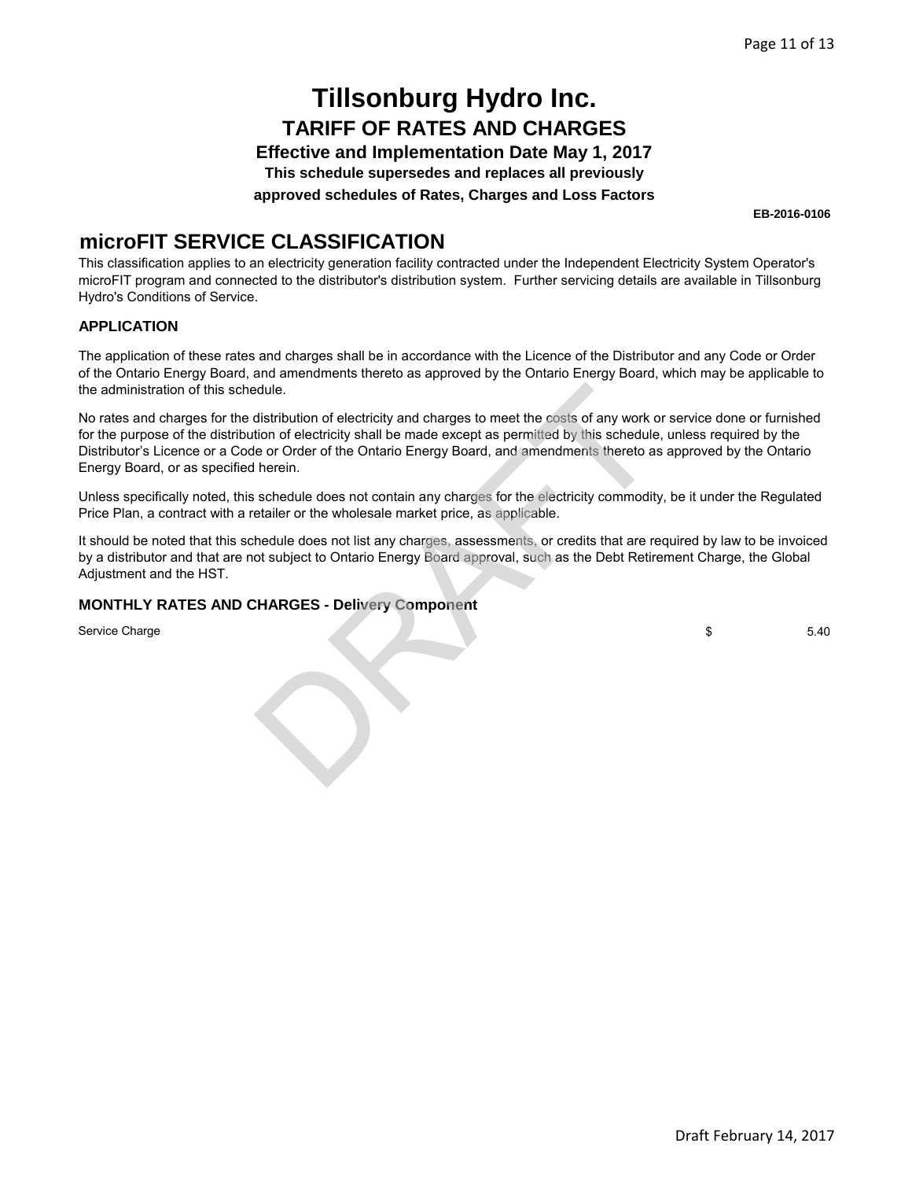# Tillsonburg Hydro Inc.

## TARIFF OF RATES AND CHARGES

### Effective and Implementation Date May 1, 2017

**This schedule supersedes and replaces all previously approved schedules of Rates, Charges and Loss Factors**

**EB-2016-0106**

## microFIT SERVICE CLASSIFICATION

This classification applies to an electricity generation facility contracted under the Independent Electricity System Operator's microFIT program and connected to the distributor's distribution system. Further servicing details are available in Tillsonburg Hydro's Conditions of Service.

### APPLICATION

The application of these rates and charges shall be in accordance with the Licence of the Distributor and any Code or Order of the Ontario Energy Board, and amendments thereto as approved by the Ontario Energy Board, which may be applicable to the administration of this schedule.

No rates and charges for the distribution of electricity and charges to meet the costs of any work or service done or furnished for the purpose of the distribution of electricity shall be made except as permitted by this schedule, unless required by the Distributor's Licence or a Code or Order of the Ontario Energy Board, and amendments thereto as approved by the Ontario Energy Board, or as specified herein.

Unless specifically noted, this schedule does not contain any charges for the electricity commodity, be it under the Regulated Price Plan, a contract with a retailer or the wholesale market price, as applicable.

It should be noted that this schedule does not list any charges, assessments, or credits that are required by law to be invoiced by a distributor and that are not subject to Ontario Energy Board approval, such as the Debt Retirement Charge, the Global Adjustment and the HST.

### MONTHLY RATES AND CHARGES - Delivery Component

| | | |
|---|---|---|
| Service Charge | $ | 5.40 |

Draft February 14, 2017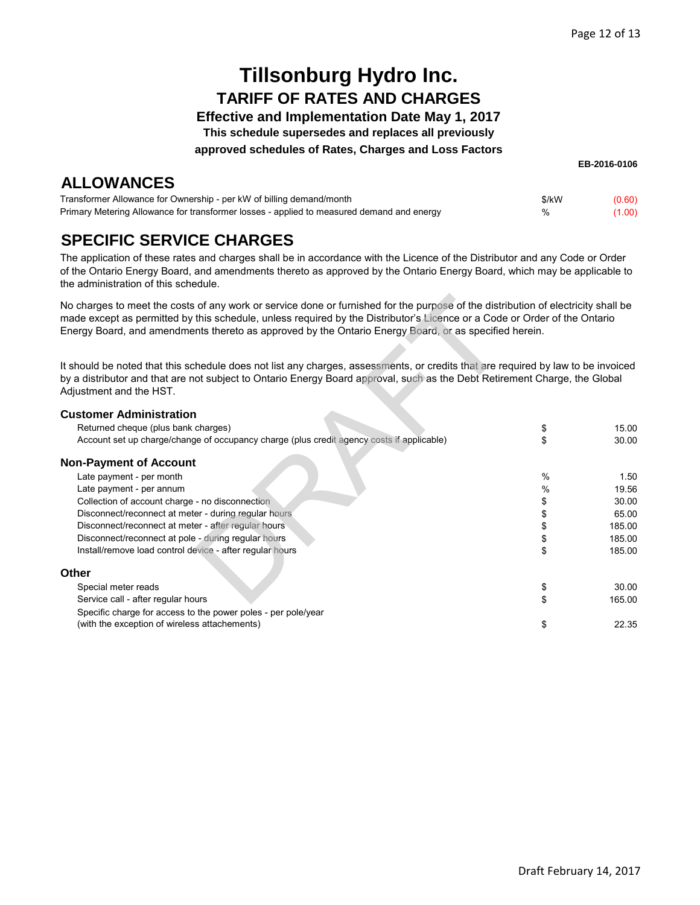# Tillsonburg Hydro Inc.

## TARIFF OF RATES AND CHARGES

### Effective and Implementation Date May 1, 2017

**This schedule supersedes and replaces all previously approved schedules of Rates, Charges and Loss Factors**

**EB-2016-0106**

## ALLOWANCES

| | | |
|---|---|---|
| Transformer Allowance for Ownership - per kW of billing demand/month | $/kW | (0.60) |
| Primary Metering Allowance for transformer losses - applied to measured demand and energy | % | (1.00) |

## SPECIFIC SERVICE CHARGES

The application of these rates and charges shall be in accordance with the Licence of the Distributor and any Code or Order of the Ontario Energy Board, and amendments thereto as approved by the Ontario Energy Board, which may be applicable to the administration of this schedule.

No charges to meet the costs of any work or service done or furnished for the purpose of the distribution of electricity shall be made except as permitted by this schedule, unless required by the Distributor's Licence or a Code or Order of the Ontario Energy Board, and amendments thereto as approved by the Ontario Energy Board, or as specified herein.

It should be noted that this schedule does not list any charges, assessments, or credits that are required by law to be invoiced by a distributor and that are not subject to Ontario Energy Board approval, such as the Debt Retirement Charge, the Global Adjustment and the HST.

### Customer Administration

| | | |
|---|---|---|
| Returned cheque (plus bank charges) | $ | 15.00 |
| Account set up charge/change of occupancy charge (plus credit agency costs if applicable) | $ | 30.00 |

### Non-Payment of Account

| | | |
|---|---|---|
| Late payment - per month | % | 1.50 |
| Late payment - per annum | % | 19.56 |
| Collection of account charge - no disconnection | $ | 30.00 |
| Disconnect/reconnect at meter - during regular hours | $ | 65.00 |
| Disconnect/reconnect at meter - after regular hours | $ | 185.00 |
| Disconnect/reconnect at pole - during regular hours | $ | 185.00 |
| Install/remove load control device - after regular hours | $ | 185.00 |

### Other

| | | |
|---|---|---|
| Special meter reads | $ | 30.00 |
| Service call - after regular hours | $ | 165.00 |
| Specific charge for access to the power poles - per pole/year (with the exception of wireless attachements) | $ | 22.35 |

Draft February 14, 2017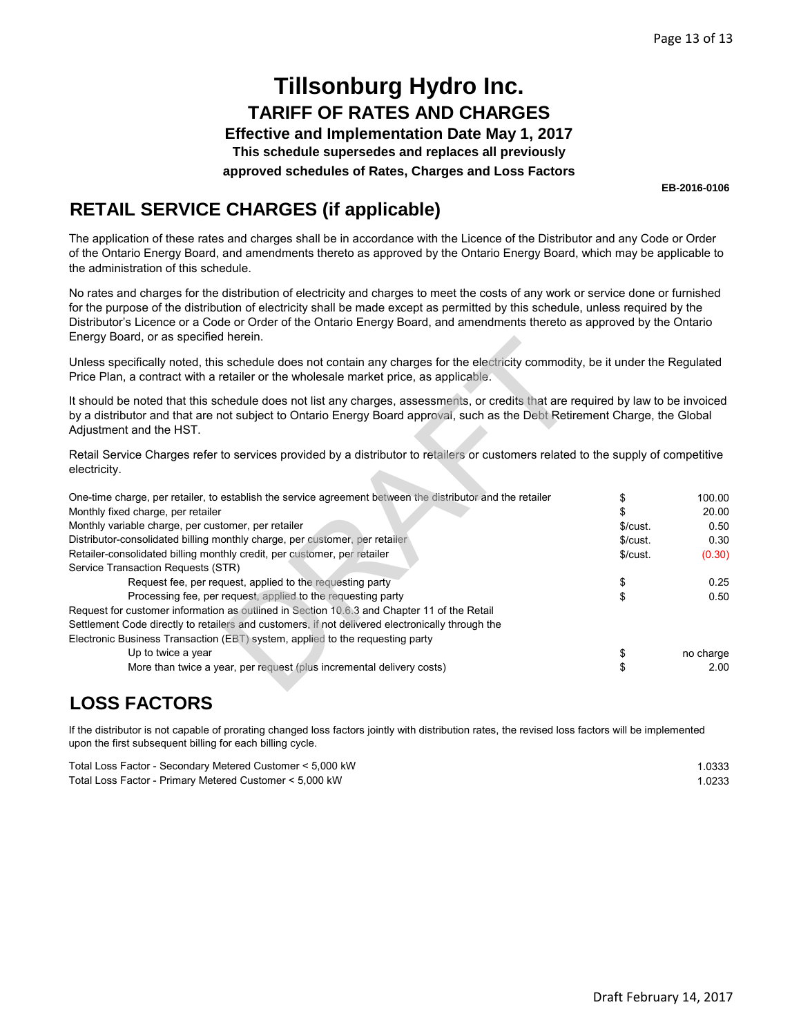# Tillsonburg Hydro Inc.

## TARIFF OF RATES AND CHARGES

### Effective and Implementation Date May 1, 2017

**This schedule supersedes and replaces all previously approved schedules of Rates, Charges and Loss Factors**

**EB-2016-0106**

## RETAIL SERVICE CHARGES (if applicable)

The application of these rates and charges shall be in accordance with the Licence of the Distributor and any Code or Order of the Ontario Energy Board, and amendments thereto as approved by the Ontario Energy Board, which may be applicable to the administration of this schedule.

No rates and charges for the distribution of electricity and charges to meet the costs of any work or service done or furnished for the purpose of the distribution of electricity shall be made except as permitted by this schedule, unless required by the Distributor's Licence or a Code or Order of the Ontario Energy Board, and amendments thereto as approved by the Ontario Energy Board, or as specified herein.

Unless specifically noted, this schedule does not contain any charges for the electricity commodity, be it under the Regulated Price Plan, a contract with a retailer or the wholesale market price, as applicable.

It should be noted that this schedule does not list any charges, assessments, or credits that are required by law to be invoiced by a distributor and that are not subject to Ontario Energy Board approval, such as the Debt Retirement Charge, the Global Adjustment and the HST.

Retail Service Charges refer to services provided by a distributor to retailers or customers related to the supply of competitive electricity.

| | | |
|---|---|---|
| One-time charge, per retailer, to establish the service agreement between the distributor and the retailer | $ | 100.00 |
| Monthly fixed charge, per retailer | $ | 20.00 |
| Monthly variable charge, per customer, per retailer | $/cust. | 0.50 |
| Distributor-consolidated billing monthly charge, per customer, per retailer | $/cust. | 0.30 |
| Retailer-consolidated billing monthly credit, per customer, per retailer | $/cust. | (0.30) |
| Service Transaction Requests (STR) | | |
| Request fee, per request, applied to the requesting party | $ | 0.25 |
| Processing fee, per request, applied to the requesting party | $ | 0.50 |
| Request for customer information as outlined in Section 10.6.3 and Chapter 11 of the Retail Settlement Code directly to retailers and customers, if not delivered electronically through the Electronic Business Transaction (EBT) system, applied to the requesting party | | |
| Up to twice a year | $ | no charge |
| More than twice a year, per request (plus incremental delivery costs) | $ | 2.00 |

## LOSS FACTORS

If the distributor is not capable of prorating changed loss factors jointly with distribution rates, the revised loss factors will be implemented upon the first subsequent billing for each billing cycle.

| | |
|---|---|
| Total Loss Factor - Secondary Metered Customer < 5,000 kW | 1.0333 |
| Total Loss Factor - Primary Metered Customer < 5,000 kW | 1.0233 |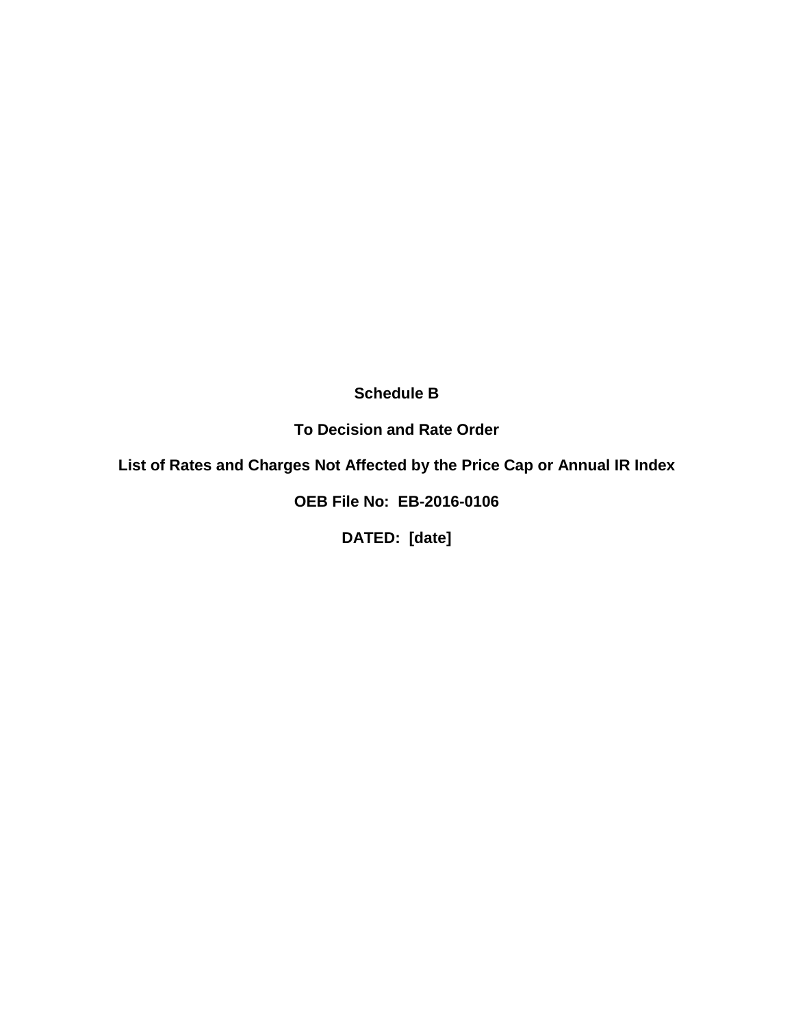**Schedule B**

**To Decision and Rate Order**

**List of Rates and Charges Not Affected by the Price Cap or Annual IR Index**

**OEB File No: EB-2016-0106**

**DATED: [date]**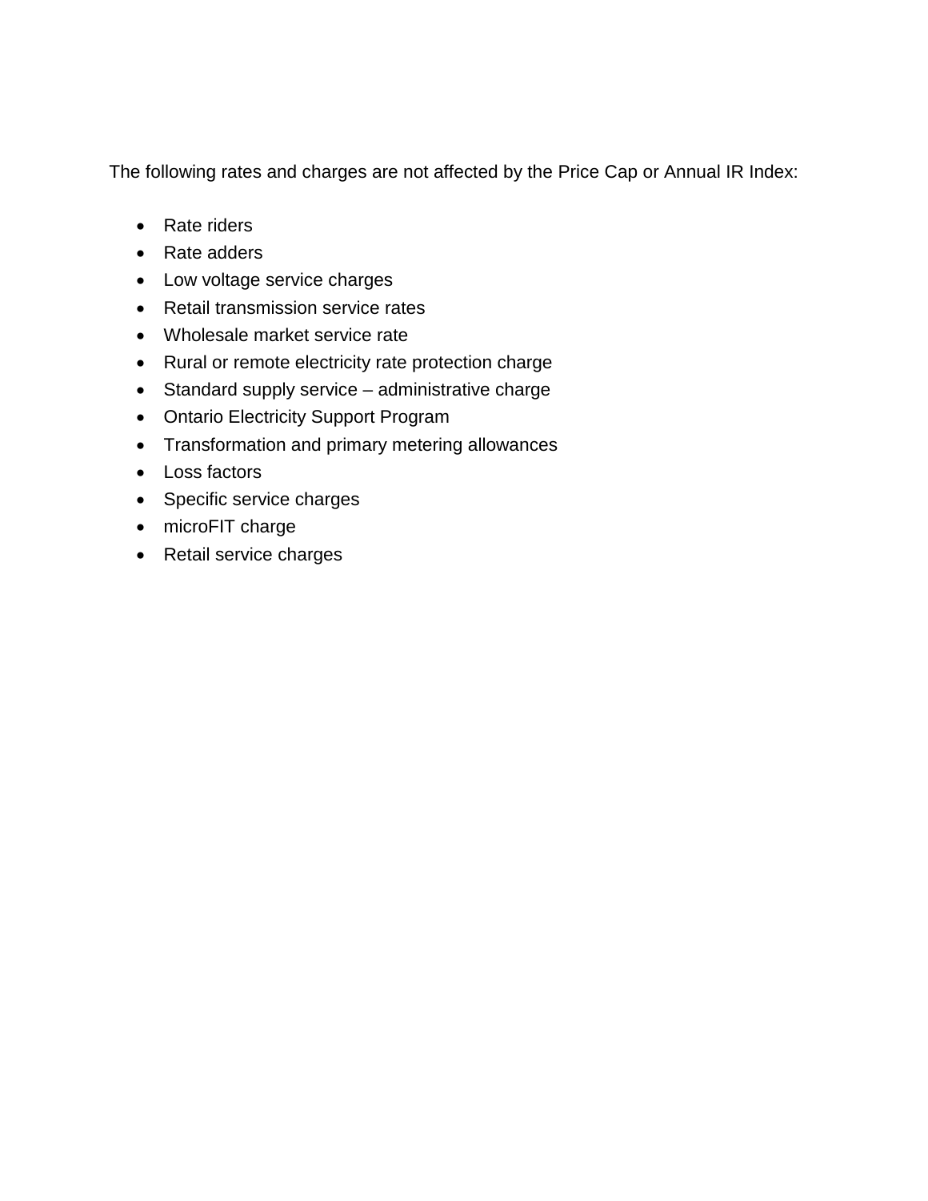The following rates and charges are not affected by the Price Cap or Annual IR Index:

- Rate riders
- Rate adders
- Low voltage service charges
- Retail transmission service rates
- Wholesale market service rate
- Rural or remote electricity rate protection charge
- Standard supply service – administrative charge
- Ontario Electricity Support Program
- Transformation and primary metering allowances
- Loss factors
- Specific service charges
- microFIT charge
- Retail service charges